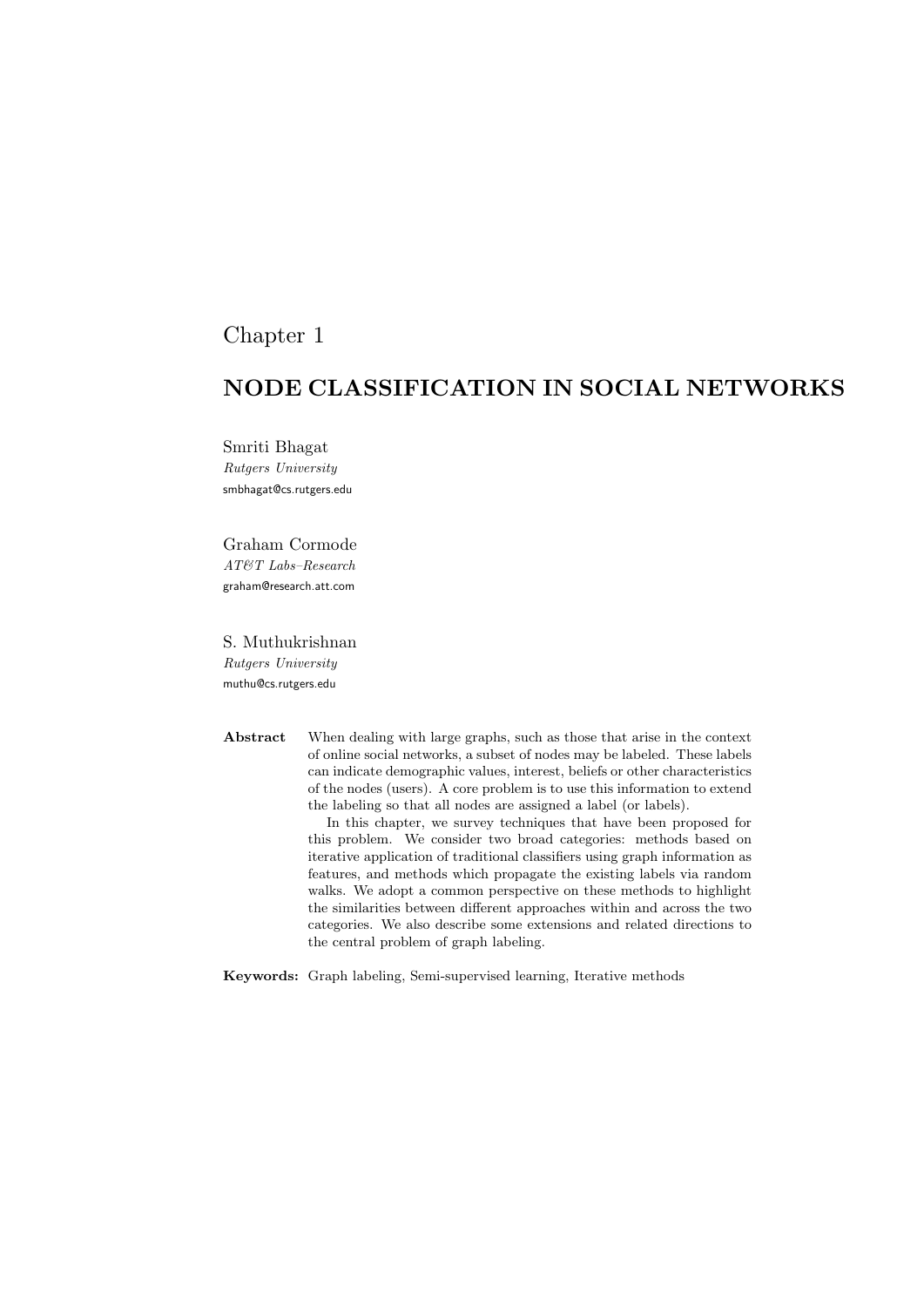# Chapter 1

## NODE CLASSIFICATION IN SOCIAL NETWORKS

Smriti Bhagat
*Rutgers University*
smbhagat@cs.rutgers.edu

Graham Cormode
*AT&T Labs–Research*
graham@research.att.com

S. Muthukrishnan
*Rutgers University*
muthu@cs.rutgers.edu

**Abstract** When dealing with large graphs, such as those that arise in the context of online social networks, a subset of nodes may be labeled. These labels can indicate demographic values, interest, beliefs or other characteristics of the nodes (users). A core problem is to use this information to extend the labeling so that all nodes are assigned a label (or labels).

In this chapter, we survey techniques that have been proposed for this problem. We consider two broad categories: methods based on iterative application of traditional classifiers using graph information as features, and methods which propagate the existing labels via random walks. We adopt a common perspective on these methods to highlight the similarities between different approaches within and across the two categories. We also describe some extensions and related directions to the central problem of graph labeling.

**Keywords:** Graph labeling, Semi-supervised learning, Iterative methods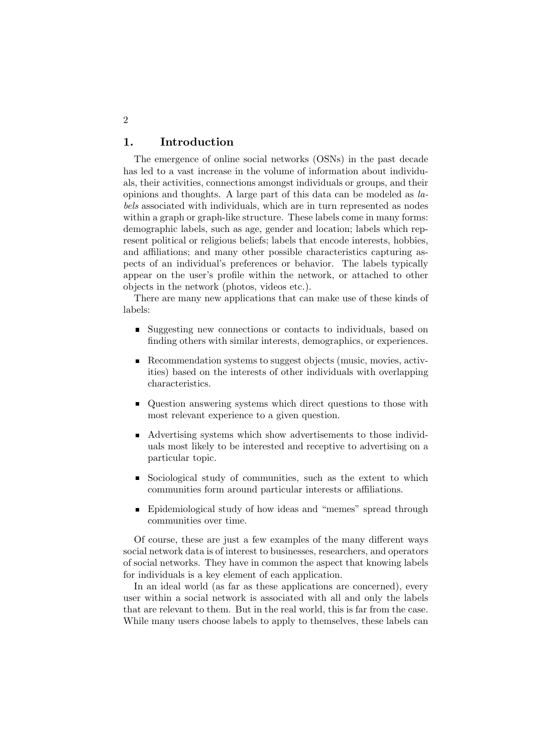## 1. Introduction

The emergence of online social networks (OSNs) in the past decade has led to a vast increase in the volume of information about individuals, their activities, connections amongst individuals or groups, and their opinions and thoughts. A large part of this data can be modeled as *labels* associated with individuals, which are in turn represented as nodes within a graph or graph-like structure. These labels come in many forms: demographic labels, such as age, gender and location; labels which represent political or religious beliefs; labels that encode interests, hobbies, and affiliations; and many other possible characteristics capturing aspects of an individual's preferences or behavior. The labels typically appear on the user's profile within the network, or attached to other objects in the network (photos, videos etc.).

There are many new applications that can make use of these kinds of labels:

- Suggesting new connections or contacts to individuals, based on finding others with similar interests, demographics, or experiences.
- Recommendation systems to suggest objects (music, movies, activities) based on the interests of other individuals with overlapping characteristics.
- Question answering systems which direct questions to those with most relevant experience to a given question.
- Advertising systems which show advertisements to those individuals most likely to be interested and receptive to advertising on a particular topic.
- Sociological study of communities, such as the extent to which communities form around particular interests or affiliations.
- Epidemiological study of how ideas and "memes" spread through communities over time.

Of course, these are just a few examples of the many different ways social network data is of interest to businesses, researchers, and operators of social networks. They have in common the aspect that knowing labels for individuals is a key element of each application.

In an ideal world (as far as these applications are concerned), every user within a social network is associated with all and only the labels that are relevant to them. But in the real world, this is far from the case. While many users choose labels to apply to themselves, these labels can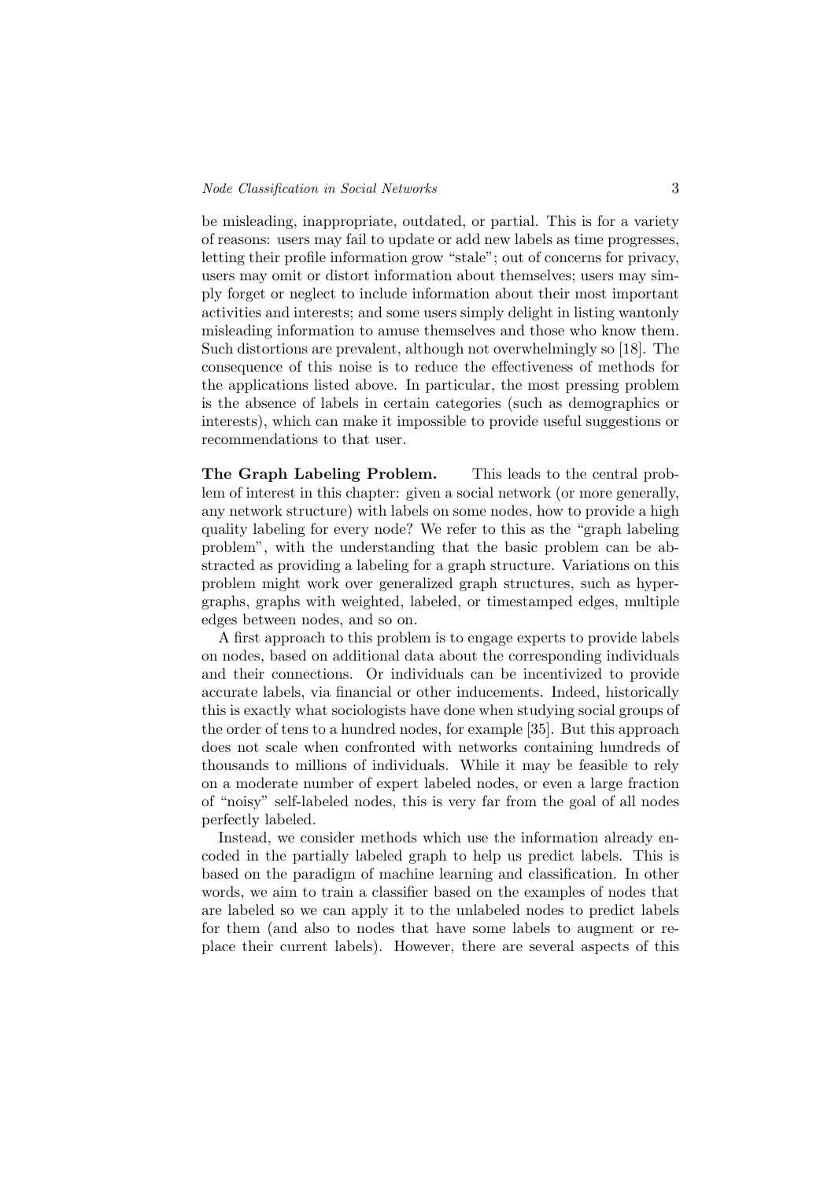be misleading, inappropriate, outdated, or partial. This is for a variety of reasons: users may fail to update or add new labels as time progresses, letting their profile information grow "stale"; out of concerns for privacy, users may omit or distort information about themselves; users may simply forget or neglect to include information about their most important activities and interests; and some users simply delight in listing wantonly misleading information to amuse themselves and those who know them. Such distortions are prevalent, although not overwhelmingly so [18]. The consequence of this noise is to reduce the effectiveness of methods for the applications listed above. In particular, the most pressing problem is the absence of labels in certain categories (such as demographics or interests), which can make it impossible to provide useful suggestions or recommendations to that user.

**The Graph Labeling Problem.** This leads to the central problem of interest in this chapter: given a social network (or more generally, any network structure) with labels on some nodes, how to provide a high quality labeling for every node? We refer to this as the "graph labeling problem", with the understanding that the basic problem can be abstracted as providing a labeling for a graph structure. Variations on this problem might work over generalized graph structures, such as hypergraphs, graphs with weighted, labeled, or timestamped edges, multiple edges between nodes, and so on.

A first approach to this problem is to engage experts to provide labels on nodes, based on additional data about the corresponding individuals and their connections. Or individuals can be incentivized to provide accurate labels, via financial or other inducements. Indeed, historically this is exactly what sociologists have done when studying social groups of the order of tens to a hundred nodes, for example [35]. But this approach does not scale when confronted with networks containing hundreds of thousands to millions of individuals. While it may be feasible to rely on a moderate number of expert labeled nodes, or even a large fraction of "noisy" self-labeled nodes, this is very far from the goal of all nodes perfectly labeled.

Instead, we consider methods which use the information already encoded in the partially labeled graph to help us predict labels. This is based on the paradigm of machine learning and classification. In other words, we aim to train a classifier based on the examples of nodes that are labeled so we can apply it to the unlabeled nodes to predict labels for them (and also to nodes that have some labels to augment or replace their current labels). However, there are several aspects of this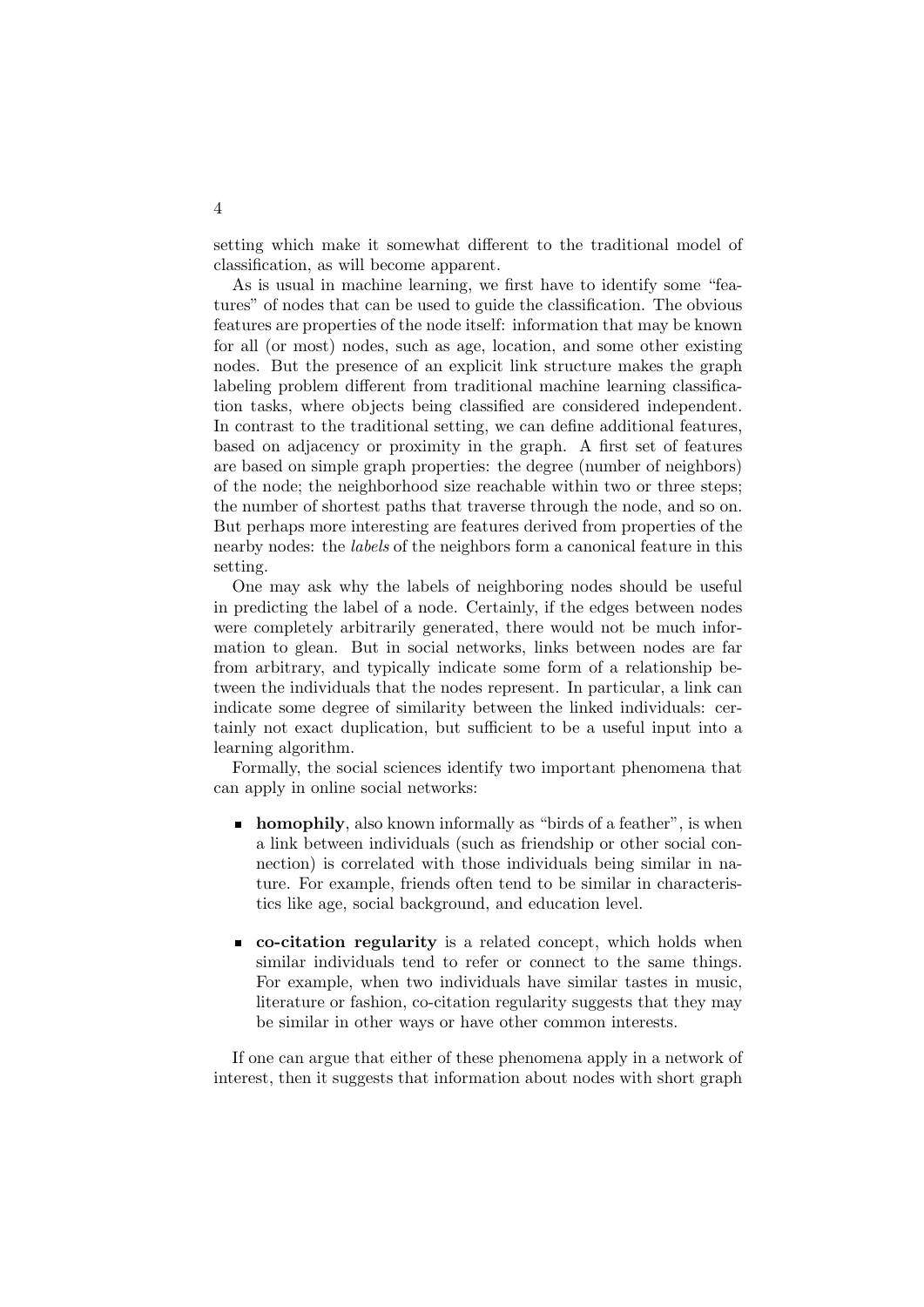setting which make it somewhat different to the traditional model of classification, as will become apparent.

As is usual in machine learning, we first have to identify some "features" of nodes that can be used to guide the classification. The obvious features are properties of the node itself: information that may be known for all (or most) nodes, such as age, location, and some other existing nodes. But the presence of an explicit link structure makes the graph labeling problem different from traditional machine learning classification tasks, where objects being classified are considered independent. In contrast to the traditional setting, we can define additional features, based on adjacency or proximity in the graph. A first set of features are based on simple graph properties: the degree (number of neighbors) of the node; the neighborhood size reachable within two or three steps; the number of shortest paths that traverse through the node, and so on. But perhaps more interesting are features derived from properties of the nearby nodes: the *labels* of the neighbors form a canonical feature in this setting.

One may ask why the labels of neighboring nodes should be useful in predicting the label of a node. Certainly, if the edges between nodes were completely arbitrarily generated, there would not be much information to glean. But in social networks, links between nodes are far from arbitrary, and typically indicate some form of a relationship between the individuals that the nodes represent. In particular, a link can indicate some degree of similarity between the linked individuals: certainly not exact duplication, but sufficient to be a useful input into a learning algorithm.

Formally, the social sciences identify two important phenomena that can apply in online social networks:

- **homophily**, also known informally as "birds of a feather", is when a link between individuals (such as friendship or other social connection) is correlated with those individuals being similar in nature. For example, friends often tend to be similar in characteristics like age, social background, and education level.
- **co-citation regularity** is a related concept, which holds when similar individuals tend to refer or connect to the same things. For example, when two individuals have similar tastes in music, literature or fashion, co-citation regularity suggests that they may be similar in other ways or have other common interests.

If one can argue that either of these phenomena apply in a network of interest, then it suggests that information about nodes with short graph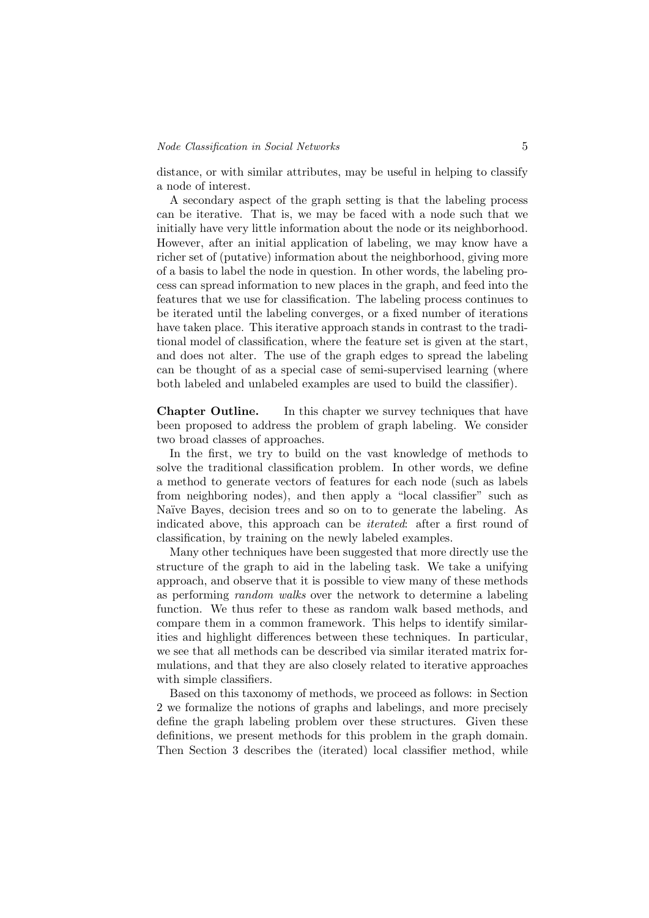distance, or with similar attributes, may be useful in helping to classify a node of interest.

A secondary aspect of the graph setting is that the labeling process can be iterative. That is, we may be faced with a node such that we initially have very little information about the node or its neighborhood. However, after an initial application of labeling, we may know have a richer set of (putative) information about the neighborhood, giving more of a basis to label the node in question. In other words, the labeling process can spread information to new places in the graph, and feed into the features that we use for classification. The labeling process continues to be iterated until the labeling converges, or a fixed number of iterations have taken place. This iterative approach stands in contrast to the traditional model of classification, where the feature set is given at the start, and does not alter. The use of the graph edges to spread the labeling can be thought of as a special case of semi-supervised learning (where both labeled and unlabeled examples are used to build the classifier).

**Chapter Outline.** In this chapter we survey techniques that have been proposed to address the problem of graph labeling. We consider two broad classes of approaches.

In the first, we try to build on the vast knowledge of methods to solve the traditional classification problem. In other words, we define a method to generate vectors of features for each node (such as labels from neighboring nodes), and then apply a "local classifier" such as Naïve Bayes, decision trees and so on to to generate the labeling. As indicated above, this approach can be *iterated*: after a first round of classification, by training on the newly labeled examples.

Many other techniques have been suggested that more directly use the structure of the graph to aid in the labeling task. We take a unifying approach, and observe that it is possible to view many of these methods as performing *random walks* over the network to determine a labeling function. We thus refer to these as random walk based methods, and compare them in a common framework. This helps to identify similarities and highlight differences between these techniques. In particular, we see that all methods can be described via similar iterated matrix formulations, and that they are also closely related to iterative approaches with simple classifiers.

Based on this taxonomy of methods, we proceed as follows: in Section 2 we formalize the notions of graphs and labelings, and more precisely define the graph labeling problem over these structures. Given these definitions, we present methods for this problem in the graph domain. Then Section 3 describes the (iterated) local classifier method, while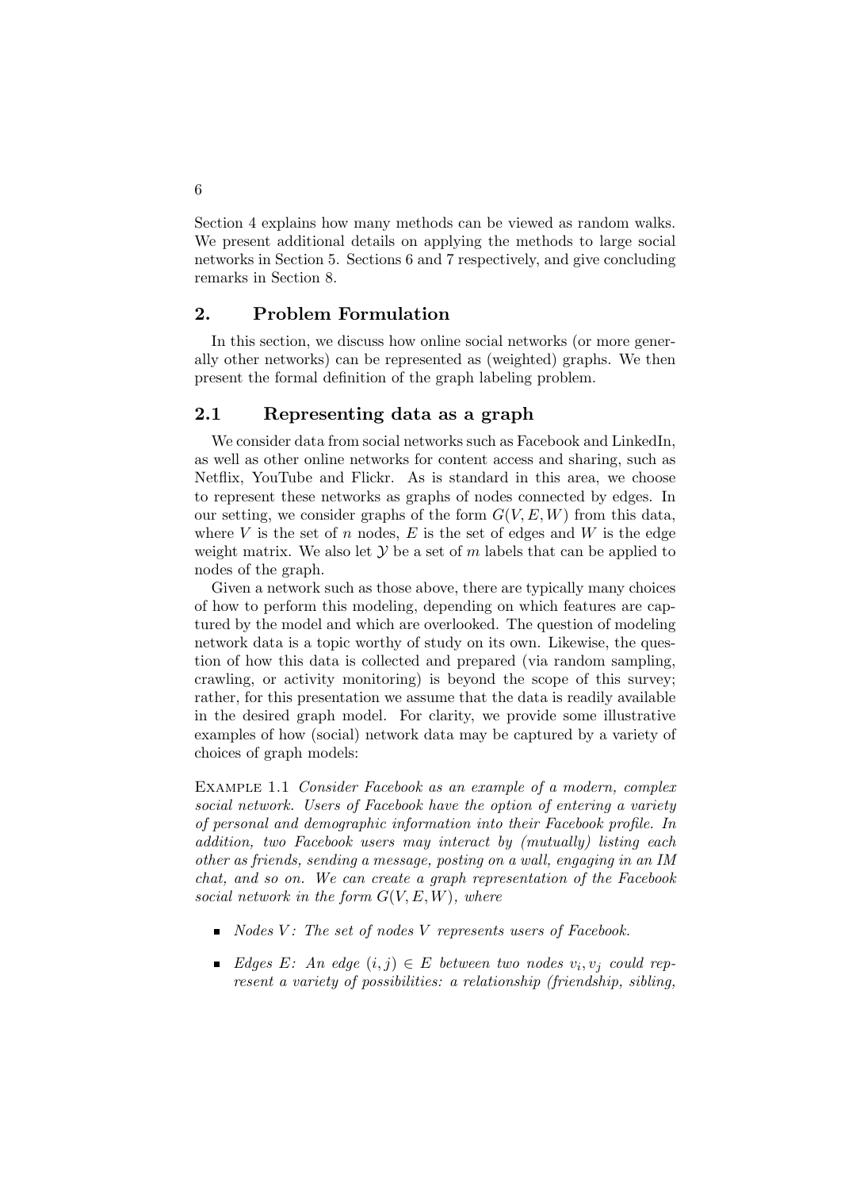Section 4 explains how many methods can be viewed as random walks. We present additional details on applying the methods to large social networks in Section 5. Sections 6 and 7 respectively, and give concluding remarks in Section 8.

## 2. Problem Formulation

In this section, we discuss how online social networks (or more generally other networks) can be represented as (weighted) graphs. We then present the formal definition of the graph labeling problem.

### 2.1 Representing data as a graph

We consider data from social networks such as Facebook and LinkedIn, as well as other online networks for content access and sharing, such as Netflix, YouTube and Flickr. As is standard in this area, we choose to represent these networks as graphs of nodes connected by edges. In our setting, we consider graphs of the form $G(V, E, W)$ from this data, where $V$ is the set of $n$ nodes, $E$ is the set of edges and $W$ is the edge weight matrix. We also let $\mathcal{Y}$ be a set of $m$ labels that can be applied to nodes of the graph.

Given a network such as those above, there are typically many choices of how to perform this modeling, depending on which features are captured by the model and which are overlooked. The question of modeling network data is a topic worthy of study on its own. Likewise, the question of how this data is collected and prepared (via random sampling, crawling, or activity monitoring) is beyond the scope of this survey; rather, for this presentation we assume that the data is readily available in the desired graph model. For clarity, we provide some illustrative examples of how (social) network data may be captured by a variety of choices of graph models:

EXAMPLE 1.1 *Consider Facebook as an example of a modern, complex social network. Users of Facebook have the option of entering a variety of personal and demographic information into their Facebook profile. In addition, two Facebook users may interact by (mutually) listing each other as friends, sending a message, posting on a wall, engaging in an IM chat, and so on. We can create a graph representation of the Facebook social network in the form $G(V, E, W)$, where*

- *Nodes $V$: The set of nodes $V$ represents users of Facebook.*
- *Edges $E$: An edge $(i, j) \in E$ between two nodes $v_i, v_j$ could represent a variety of possibilities: a relationship (friendship, sibling,*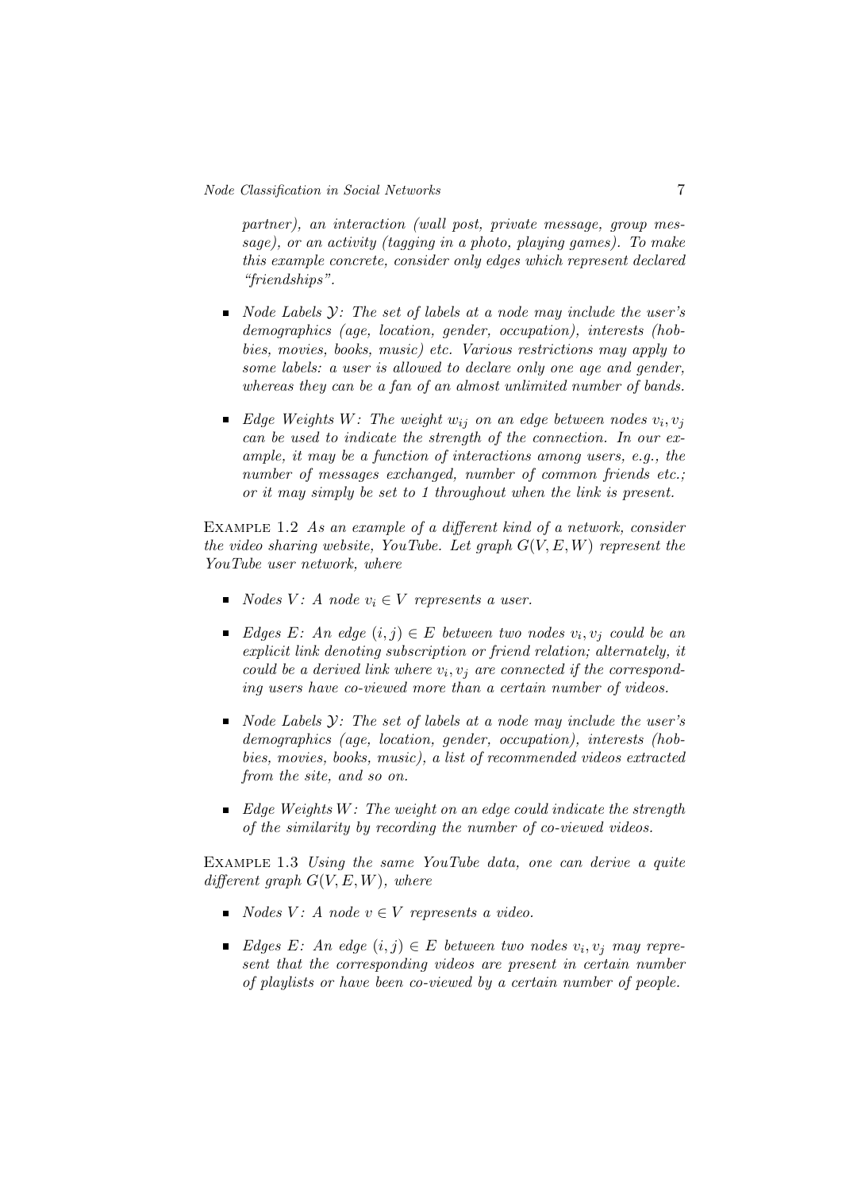*partner), an interaction (wall post, private message, group message), or an activity (tagging in a photo, playing games). To make this example concrete, consider only edges which represent declared "friendships".*

- *Node Labels $\mathcal{Y}$: The set of labels at a node may include the user's demographics (age, location, gender, occupation), interests (hobbies, movies, books, music) etc. Various restrictions may apply to some labels: a user is allowed to declare only one age and gender, whereas they can be a fan of an almost unlimited number of bands.*

- *Edge Weights $W$: The weight $w_{ij}$ on an edge between nodes $v_i, v_j$ can be used to indicate the strength of the connection. In our example, it may be a function of interactions among users, e.g., the number of messages exchanged, number of common friends etc.; or it may simply be set to 1 throughout when the link is present.*

EXAMPLE 1.2 *As an example of a different kind of a network, consider the video sharing website, YouTube. Let graph $G(V, E, W)$ represent the YouTube user network, where*

- *Nodes $V$: A node $v_i \in V$ represents a user.*

- *Edges $E$: An edge $(i, j) \in E$ between two nodes $v_i, v_j$ could be an explicit link denoting subscription or friend relation; alternately, it could be a derived link where $v_i, v_j$ are connected if the corresponding users have co-viewed more than a certain number of videos.*

- *Node Labels $\mathcal{Y}$: The set of labels at a node may include the user's demographics (age, location, gender, occupation), interests (hobbies, movies, books, music), a list of recommended videos extracted from the site, and so on.*

- *Edge Weights $W$: The weight on an edge could indicate the strength of the similarity by recording the number of co-viewed videos.*

EXAMPLE 1.3 *Using the same YouTube data, one can derive a quite different graph $G(V, E, W)$, where*

- *Nodes $V$: A node $v \in V$ represents a video.*

- *Edges $E$: An edge $(i, j) \in E$ between two nodes $v_i, v_j$ may represent that the corresponding videos are present in certain number of playlists or have been co-viewed by a certain number of people.*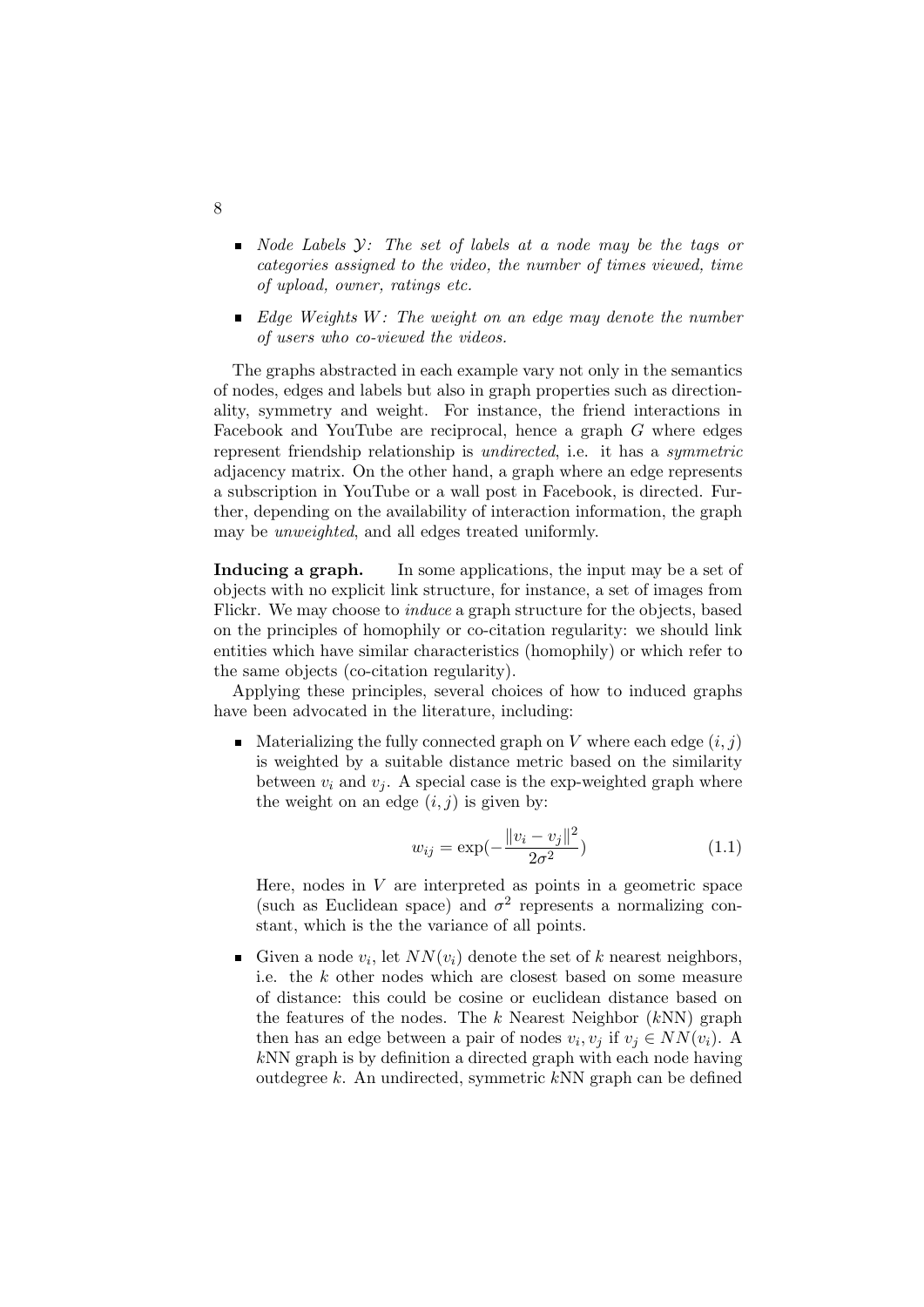- *Node Labels $\mathcal{Y}$: The set of labels at a node may be the tags or categories assigned to the video, the number of times viewed, time of upload, owner, ratings etc.*
- *Edge Weights $W$: The weight on an edge may denote the number of users who co-viewed the videos.*

The graphs abstracted in each example vary not only in the semantics of nodes, edges and labels but also in graph properties such as directionality, symmetry and weight. For instance, the friend interactions in Facebook and YouTube are reciprocal, hence a graph $G$ where edges represent friendship relationship is *undirected*, i.e. it has a *symmetric* adjacency matrix. On the other hand, a graph where an edge represents a subscription in YouTube or a wall post in Facebook, is directed. Further, depending on the availability of interaction information, the graph may be *unweighted*, and all edges treated uniformly.

**Inducing a graph.** In some applications, the input may be a set of objects with no explicit link structure, for instance, a set of images from Flickr. We may choose to *induce* a graph structure for the objects, based on the principles of homophily or co-citation regularity: we should link entities which have similar characteristics (homophily) or which refer to the same objects (co-citation regularity).

Applying these principles, several choices of how to induced graphs have been advocated in the literature, including:

- Materializing the fully connected graph on $V$ where each edge $(i, j)$ is weighted by a suitable distance metric based on the similarity between $v_i$ and $v_j$. A special case is the exp-weighted graph where the weight on an edge $(i, j)$ is given by:

$$w_{ij} = \exp(-\frac{\|v_i - v_j\|^2}{2\sigma^2}) \tag{1.1}$$

  Here, nodes in $V$ are interpreted as points in a geometric space (such as Euclidean space) and $\sigma^2$ represents a normalizing constant, which is the the variance of all points.

- Given a node $v_i$, let $NN(v_i)$ denote the set of $k$ nearest neighbors, i.e. the $k$ other nodes which are closest based on some measure of distance: this could be cosine or euclidean distance based on the features of the nodes. The $k$ Nearest Neighbor ($k$NN) graph then has an edge between a pair of nodes $v_i, v_j$ if $v_j \in NN(v_i)$. A $k$NN graph is by definition a directed graph with each node having outdegree $k$. An undirected, symmetric $k$NN graph can be defined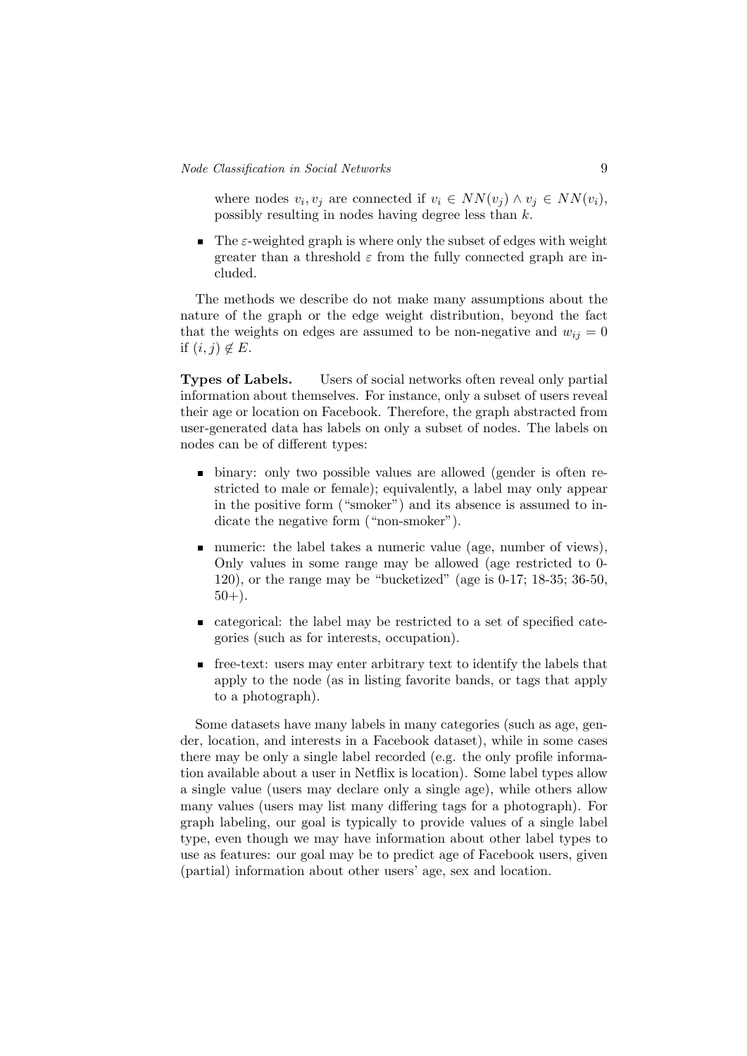where nodes $v_i, v_j$ are connected if $v_i \in NN(v_j) \wedge v_j \in NN(v_i)$, possibly resulting in nodes having degree less than $k$.

- The $\varepsilon$-weighted graph is where only the subset of edges with weight greater than a threshold $\varepsilon$ from the fully connected graph are included.

The methods we describe do not make many assumptions about the nature of the graph or the edge weight distribution, beyond the fact that the weights on edges are assumed to be non-negative and $w_{ij} = 0$ if $(i, j) \notin E$.

**Types of Labels.** Users of social networks often reveal only partial information about themselves. For instance, only a subset of users reveal their age or location on Facebook. Therefore, the graph abstracted from user-generated data has labels on only a subset of nodes. The labels on nodes can be of different types:

- binary: only two possible values are allowed (gender is often restricted to male or female); equivalently, a label may only appear in the positive form ("smoker") and its absence is assumed to indicate the negative form ("non-smoker").

- numeric: the label takes a numeric value (age, number of views), Only values in some range may be allowed (age restricted to 0-120), or the range may be "bucketized" (age is 0-17; 18-35; 36-50, 50+).

- categorical: the label may be restricted to a set of specified categories (such as for interests, occupation).

- free-text: users may enter arbitrary text to identify the labels that apply to the node (as in listing favorite bands, or tags that apply to a photograph).

Some datasets have many labels in many categories (such as age, gender, location, and interests in a Facebook dataset), while in some cases there may be only a single label recorded (e.g. the only profile information available about a user in Netflix is location). Some label types allow a single value (users may declare only a single age), while others allow many values (users may list many differing tags for a photograph). For graph labeling, our goal is typically to provide values of a single label type, even though we may have information about other label types to use as features: our goal may be to predict age of Facebook users, given (partial) information about other users' age, sex and location.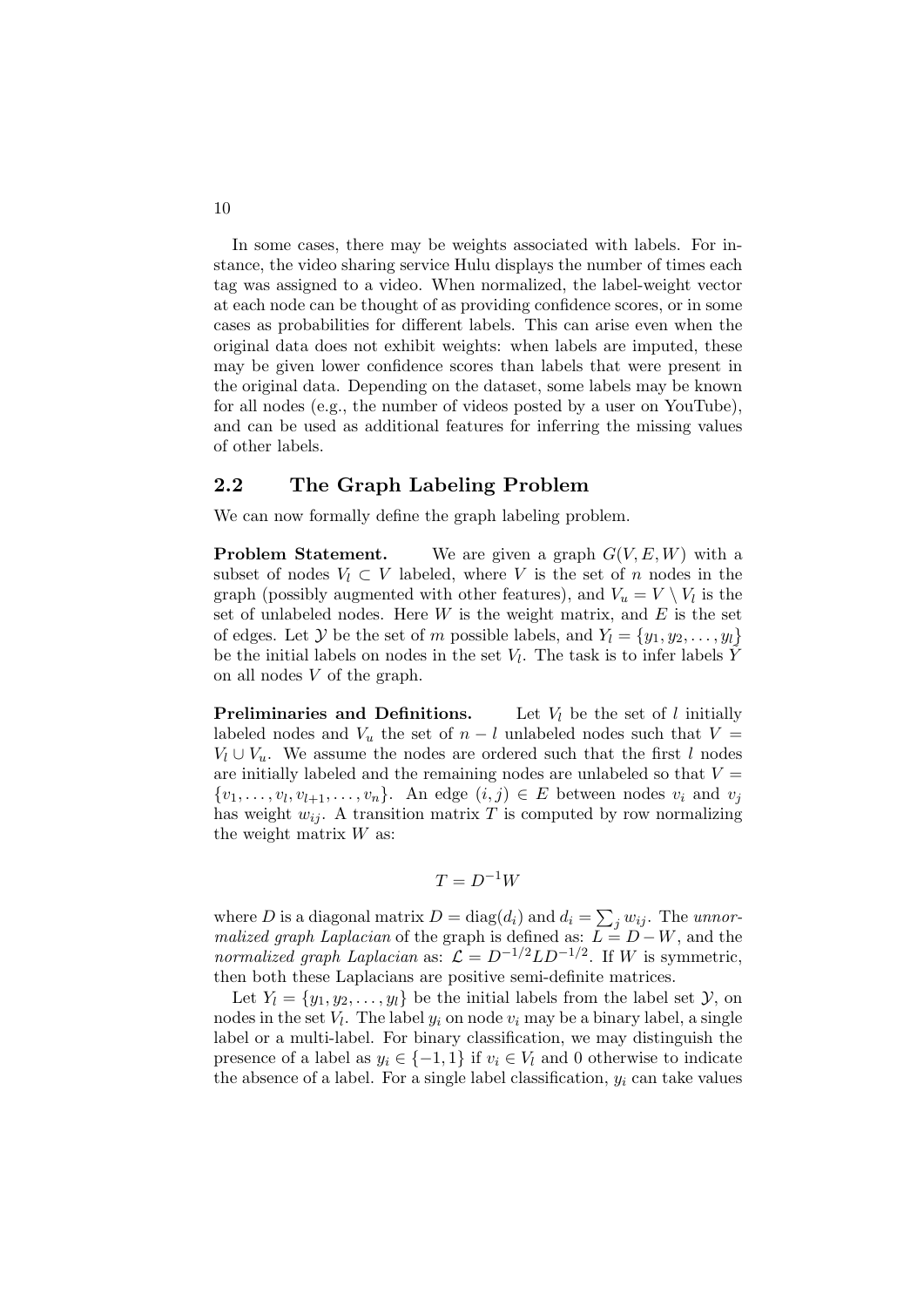In some cases, there may be weights associated with labels. For instance, the video sharing service Hulu displays the number of times each tag was assigned to a video. When normalized, the label-weight vector at each node can be thought of as providing confidence scores, or in some cases as probabilities for different labels. This can arise even when the original data does not exhibit weights: when labels are imputed, these may be given lower confidence scores than labels that were present in the original data. Depending on the dataset, some labels may be known for all nodes (e.g., the number of videos posted by a user on YouTube), and can be used as additional features for inferring the missing values of other labels.

## 2.2 The Graph Labeling Problem

We can now formally define the graph labeling problem.

**Problem Statement.** We are given a graph $G(V, E, W)$ with a subset of nodes $V_l \subset V$ labeled, where $V$ is the set of $n$ nodes in the graph (possibly augmented with other features), and $V_u = V \setminus V_l$ is the set of unlabeled nodes. Here $W$ is the weight matrix, and $E$ is the set of edges. Let $\mathcal{Y}$ be the set of $m$ possible labels, and $Y_l = \{y_1, y_2, \ldots, y_l\}$ be the initial labels on nodes in the set $V_l$. The task is to infer labels $Y$ on all nodes $V$ of the graph.

**Preliminaries and Definitions.** Let $V_l$ be the set of $l$ initially labeled nodes and $V_u$ the set of $n - l$ unlabeled nodes such that $V = V_l \cup V_u$. We assume the nodes are ordered such that the first $l$ nodes are initially labeled and the remaining nodes are unlabeled so that $V = \{v_1, \ldots, v_l, v_{l+1}, \ldots, v_n\}$. An edge $(i, j) \in E$ between nodes $v_i$ and $v_j$ has weight $w_{ij}$. A transition matrix $T$ is computed by row normalizing the weight matrix $W$ as:

$$T = D^{-1}W$$

where $D$ is a diagonal matrix $D = \text{diag}(d_i)$ and $d_i = \sum_j w_{ij}$. The *unnormalized graph Laplacian* of the graph is defined as: $L = D - W$, and the *normalized graph Laplacian* as: $\mathcal{L} = D^{-1/2}LD^{-1/2}$. If $W$ is symmetric, then both these Laplacians are positive semi-definite matrices.

Let $Y_l = \{y_1, y_2, \ldots, y_l\}$ be the initial labels from the label set $\mathcal{Y}$, on nodes in the set $V_l$. The label $y_i$ on node $v_i$ may be a binary label, a single label or a multi-label. For binary classification, we may distinguish the presence of a label as $y_i \in \{-1, 1\}$ if $v_i \in V_l$ and 0 otherwise to indicate the absence of a label. For a single label classification, $y_i$ can take values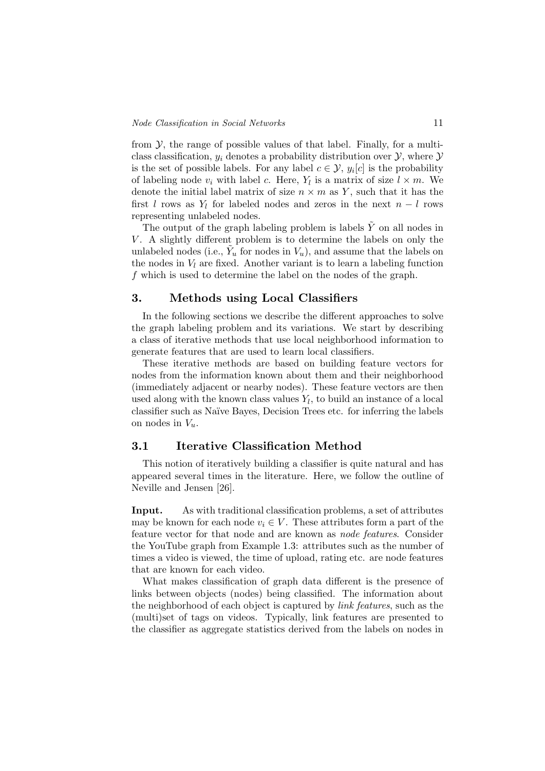from $\mathcal{Y}$, the range of possible values of that label. Finally, for a multi-class classification, $y_i$ denotes a probability distribution over $\mathcal{Y}$, where $\mathcal{Y}$ is the set of possible labels. For any label $c \in \mathcal{Y}$, $y_i[c]$ is the probability of labeling node $v_i$ with label $c$. Here, $Y_l$ is a matrix of size $l \times m$. We denote the initial label matrix of size $n \times m$ as $Y$, such that it has the first $l$ rows as $Y_l$ for labeled nodes and zeros in the next $n - l$ rows representing unlabeled nodes.

The output of the graph labeling problem is labels $\tilde{Y}$ on all nodes in $V$. A slightly different problem is to determine the labels on only the unlabeled nodes (i.e., $\tilde{Y}_u$ for nodes in $V_u$), and assume that the labels on the nodes in $V_l$ are fixed. Another variant is to learn a labeling function $f$ which is used to determine the label on the nodes of the graph.

## 3. Methods using Local Classifiers

In the following sections we describe the different approaches to solve the graph labeling problem and its variations. We start by describing a class of iterative methods that use local neighborhood information to generate features that are used to learn local classifiers.

These iterative methods are based on building feature vectors for nodes from the information known about them and their neighborhood (immediately adjacent or nearby nodes). These feature vectors are then used along with the known class values $Y_l$, to build an instance of a local classifier such as Naïve Bayes, Decision Trees etc. for inferring the labels on nodes in $V_u$.

### 3.1 Iterative Classification Method

This notion of iteratively building a classifier is quite natural and has appeared several times in the literature. Here, we follow the outline of Neville and Jensen [26].

**Input.** As with traditional classification problems, a set of attributes may be known for each node $v_i \in V$. These attributes form a part of the feature vector for that node and are known as *node features*. Consider the YouTube graph from Example 1.3: attributes such as the number of times a video is viewed, the time of upload, rating etc. are node features that are known for each video.

What makes classification of graph data different is the presence of links between objects (nodes) being classified. The information about the neighborhood of each object is captured by *link features*, such as the (multi)set of tags on videos. Typically, link features are presented to the classifier as aggregate statistics derived from the labels on nodes in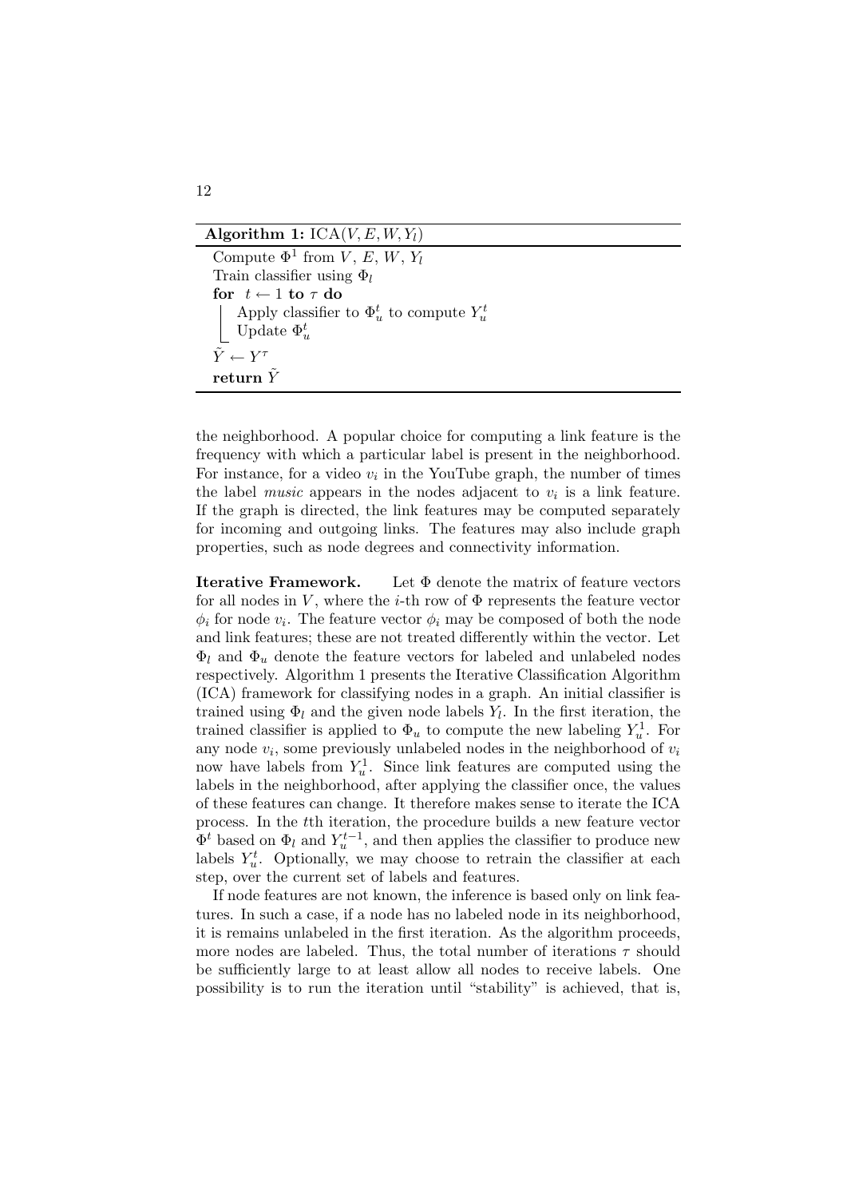**Algorithm 1:** $\text{ICA}(V, E, W, Y_l)$

```
Compute Φ^1 from V, E, W, Y_l
Train classifier using Φ_l
for t ← 1 to τ do
    Apply classifier to Φ_u^t to compute Y_u^t
    Update Φ_u^t
Ỹ ← Y^τ
return Ỹ
```

the neighborhood. A popular choice for computing a link feature is the frequency with which a particular label is present in the neighborhood. For instance, for a video $v_i$ in the YouTube graph, the number of times the label *music* appears in the nodes adjacent to $v_i$ is a link feature. If the graph is directed, the link features may be computed separately for incoming and outgoing links. The features may also include graph properties, such as node degrees and connectivity information.

**Iterative Framework.** Let $\Phi$ denote the matrix of feature vectors for all nodes in $V$, where the $i$-th row of $\Phi$ represents the feature vector $\phi_i$ for node $v_i$. The feature vector $\phi_i$ may be composed of both the node and link features; these are not treated differently within the vector. Let $\Phi_l$ and $\Phi_u$ denote the feature vectors for labeled and unlabeled nodes respectively. Algorithm 1 presents the Iterative Classification Algorithm (ICA) framework for classifying nodes in a graph. An initial classifier is trained using $\Phi_l$ and the given node labels $Y_l$. In the first iteration, the trained classifier is applied to $\Phi_u$ to compute the new labeling $Y_u^1$. For any node $v_i$, some previously unlabeled nodes in the neighborhood of $v_i$ now have labels from $Y_u^1$. Since link features are computed using the labels in the neighborhood, after applying the classifier once, the values of these features can change. It therefore makes sense to iterate the ICA process. In the $t$th iteration, the procedure builds a new feature vector $\Phi^t$ based on $\Phi_l$ and $Y_u^{t-1}$, and then applies the classifier to produce new labels $Y_u^t$. Optionally, we may choose to retrain the classifier at each step, over the current set of labels and features.

If node features are not known, the inference is based only on link features. In such a case, if a node has no labeled node in its neighborhood, it is remains unlabeled in the first iteration. As the algorithm proceeds, more nodes are labeled. Thus, the total number of iterations $\tau$ should be sufficiently large to at least allow all nodes to receive labels. One possibility is to run the iteration until "stability" is achieved, that is,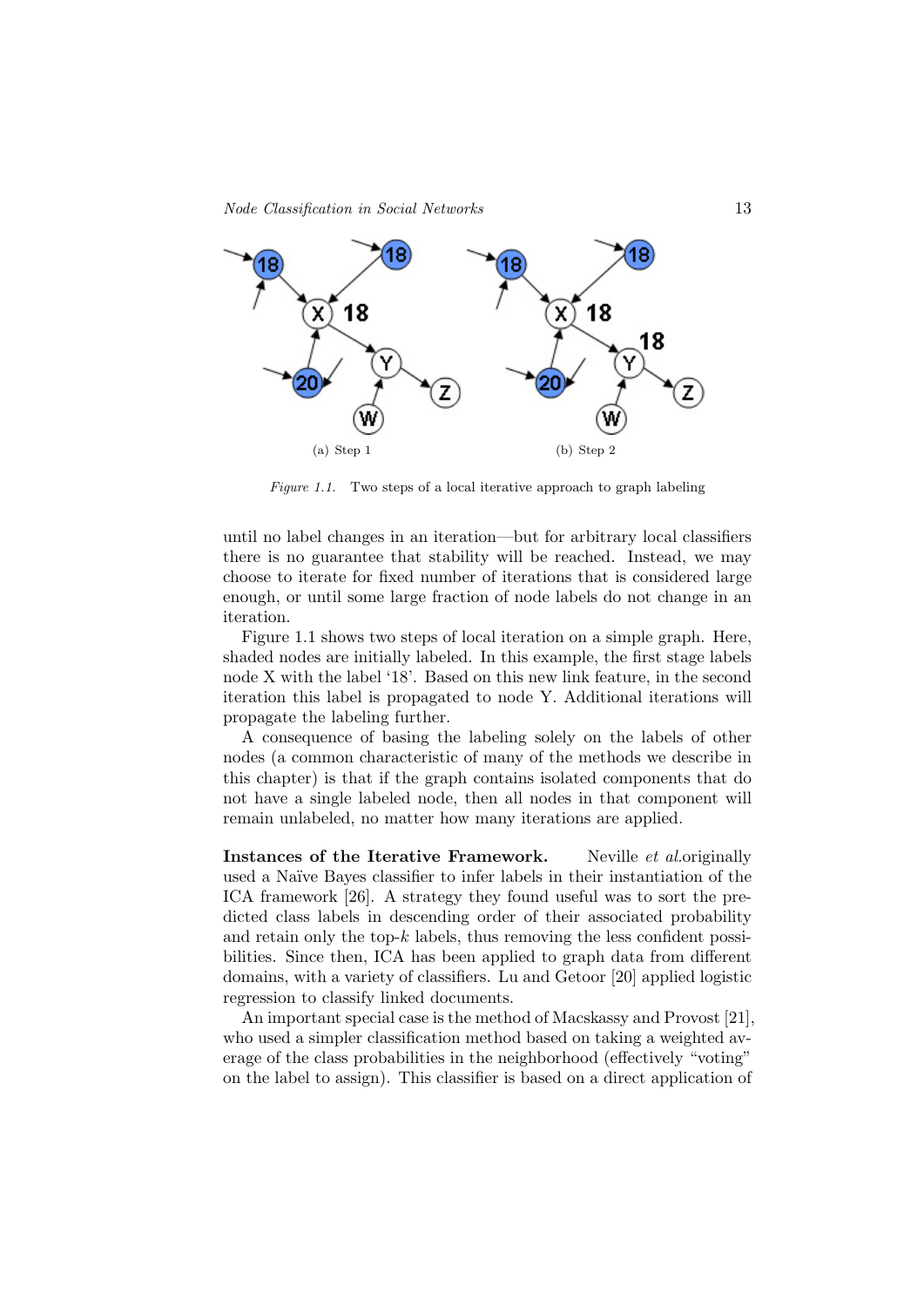(a) Step 1

(b) Step 2

*Figure 1.1.* Two steps of a local iterative approach to graph labeling

until no label changes in an iteration—but for arbitrary local classifiers there is no guarantee that stability will be reached. Instead, we may choose to iterate for fixed number of iterations that is considered large enough, or until some large fraction of node labels do not change in an iteration.

Figure 1.1 shows two steps of local iteration on a simple graph. Here, shaded nodes are initially labeled. In this example, the first stage labels node X with the label '18'. Based on this new link feature, in the second iteration this label is propagated to node Y. Additional iterations will propagate the labeling further.

A consequence of basing the labeling solely on the labels of other nodes (a common characteristic of many of the methods we describe in this chapter) is that if the graph contains isolated components that do not have a single labeled node, then all nodes in that component will remain unlabeled, no matter how many iterations are applied.

**Instances of the Iterative Framework.** Neville *et al.*originally used a Naïve Bayes classifier to infer labels in their instantiation of the ICA framework [26]. A strategy they found useful was to sort the predicted class labels in descending order of their associated probability and retain only the top-$k$ labels, thus removing the less confident possibilities. Since then, ICA has been applied to graph data from different domains, with a variety of classifiers. Lu and Getoor [20] applied logistic regression to classify linked documents.

An important special case is the method of Macskassy and Provost [21], who used a simpler classification method based on taking a weighted average of the class probabilities in the neighborhood (effectively "voting" on the label to assign). This classifier is based on a direct application of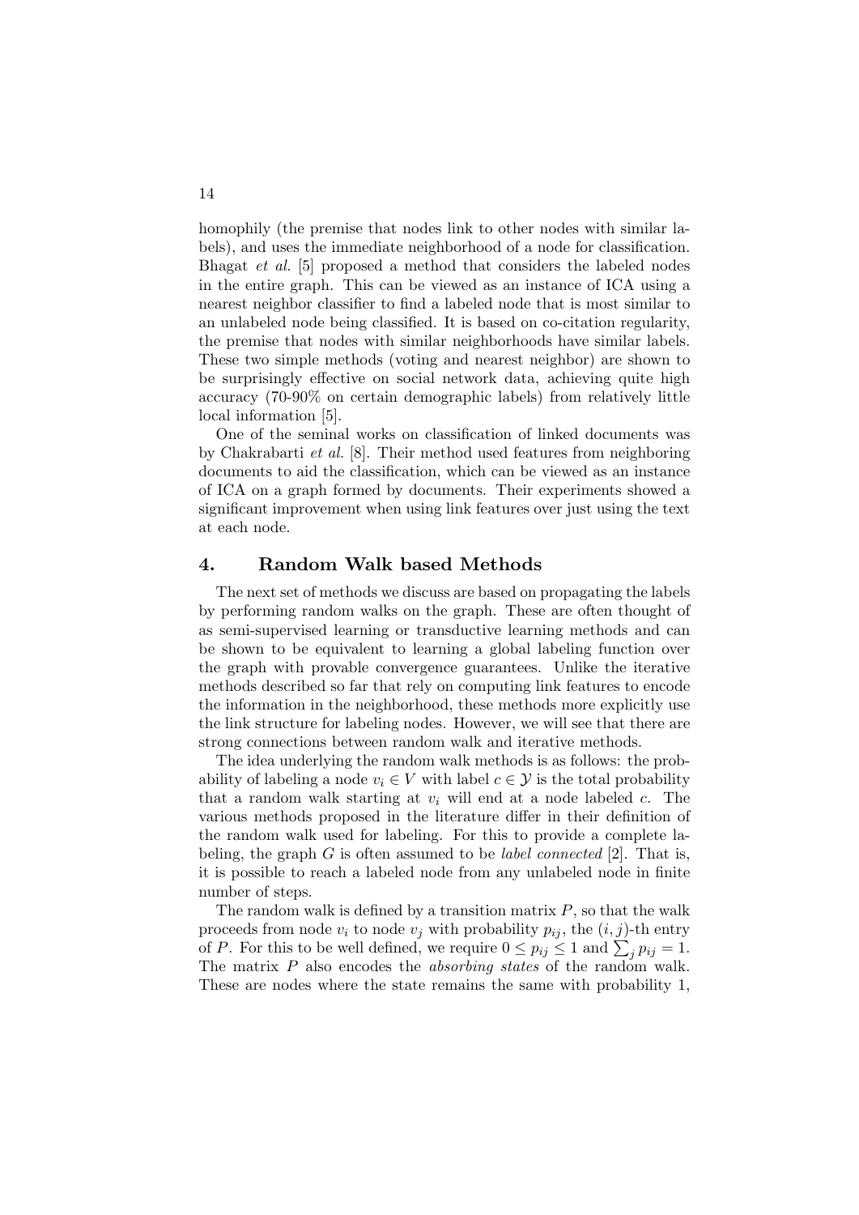homophily (the premise that nodes link to other nodes with similar labels), and uses the immediate neighborhood of a node for classification. Bhagat *et al.* [5] proposed a method that considers the labeled nodes in the entire graph. This can be viewed as an instance of ICA using a nearest neighbor classifier to find a labeled node that is most similar to an unlabeled node being classified. It is based on co-citation regularity, the premise that nodes with similar neighborhoods have similar labels. These two simple methods (voting and nearest neighbor) are shown to be surprisingly effective on social network data, achieving quite high accuracy (70-90% on certain demographic labels) from relatively little local information [5].

One of the seminal works on classification of linked documents was by Chakrabarti *et al.* [8]. Their method used features from neighboring documents to aid the classification, which can be viewed as an instance of ICA on a graph formed by documents. Their experiments showed a significant improvement when using link features over just using the text at each node.

## 4. Random Walk based Methods

The next set of methods we discuss are based on propagating the labels by performing random walks on the graph. These are often thought of as semi-supervised learning or transductive learning methods and can be shown to be equivalent to learning a global labeling function over the graph with provable convergence guarantees. Unlike the iterative methods described so far that rely on computing link features to encode the information in the neighborhood, these methods more explicitly use the link structure for labeling nodes. However, we will see that there are strong connections between random walk and iterative methods.

The idea underlying the random walk methods is as follows: the probability of labeling a node $v_i \in V$ with label $c \in \mathcal{Y}$ is the total probability that a random walk starting at $v_i$ will end at a node labeled $c$. The various methods proposed in the literature differ in their definition of the random walk used for labeling. For this to provide a complete labeling, the graph $G$ is often assumed to be *label connected* [2]. That is, it is possible to reach a labeled node from any unlabeled node in finite number of steps.

The random walk is defined by a transition matrix $P$, so that the walk proceeds from node $v_i$ to node $v_j$ with probability $p_{ij}$, the $(i, j)$-th entry of $P$. For this to be well defined, we require $0 \leq p_{ij} \leq 1$ and $\sum_j p_{ij} = 1$. The matrix $P$ also encodes the *absorbing states* of the random walk. These are nodes where the state remains the same with probability 1,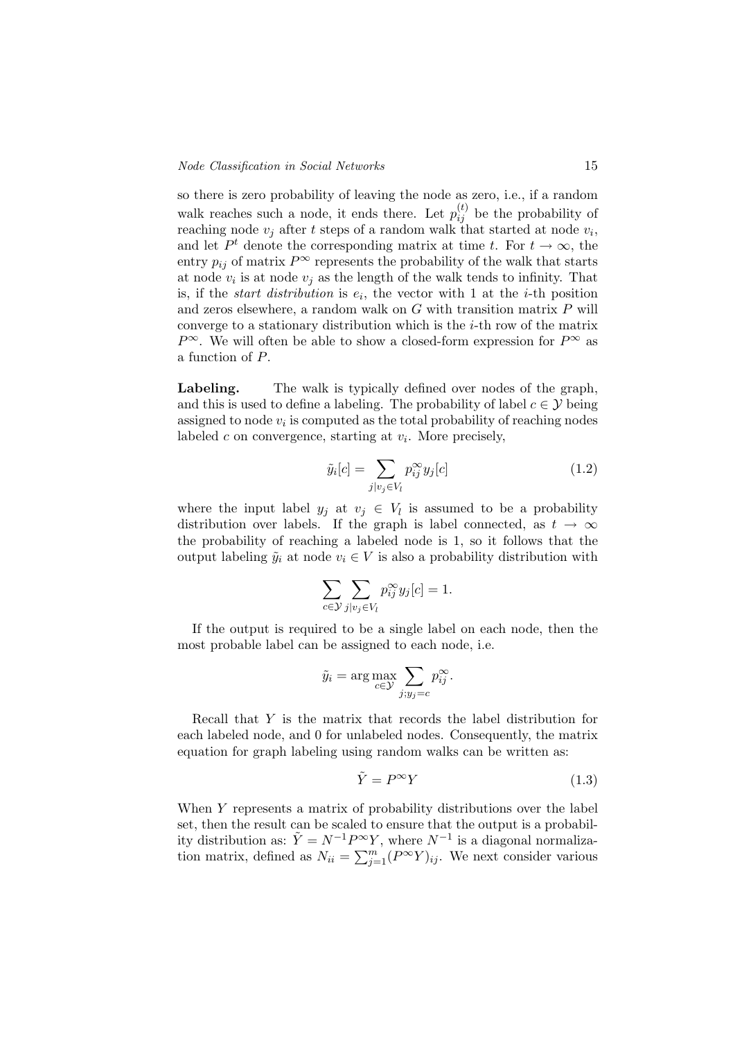so there is zero probability of leaving the node as zero, i.e., if a random walk reaches such a node, it ends there. Let $p_{ij}^{(t)}$ be the probability of reaching node $v_j$ after $t$ steps of a random walk that started at node $v_i$, and let $P^t$ denote the corresponding matrix at time $t$. For $t \to \infty$, the entry $p_{ij}$ of matrix $P^\infty$ represents the probability of the walk that starts at node $v_i$ is at node $v_j$ as the length of the walk tends to infinity. That is, if the *start distribution* is $e_i$, the vector with 1 at the $i$-th position and zeros elsewhere, a random walk on $G$ with transition matrix $P$ will converge to a stationary distribution which is the $i$-th row of the matrix $P^\infty$. We will often be able to show a closed-form expression for $P^\infty$ as a function of $P$.

**Labeling.** The walk is typically defined over nodes of the graph, and this is used to define a labeling. The probability of label $c \in \mathcal{Y}$ being assigned to node $v_i$ is computed as the total probability of reaching nodes labeled $c$ on convergence, starting at $v_i$. More precisely,

$$\tilde{y}_i[c] = \sum_{j|v_j \in V_l} p_{ij}^\infty y_j[c] \tag{1.2}$$

where the input label $y_j$ at $v_j \in V_l$ is assumed to be a probability distribution over labels. If the graph is label connected, as $t \to \infty$ the probability of reaching a labeled node is 1, so it follows that the output labeling $\tilde{y}_i$ at node $v_i \in V$ is also a probability distribution with

$$\sum_{c \in \mathcal{Y}} \sum_{j|v_j \in V_l} p_{ij}^\infty y_j[c] = 1.$$

If the output is required to be a single label on each node, then the most probable label can be assigned to each node, i.e.

$$\tilde{y}_i = \arg\max_{c \in \mathcal{Y}} \sum_{j;y_j=c} p_{ij}^\infty.$$

Recall that $Y$ is the matrix that records the label distribution for each labeled node, and 0 for unlabeled nodes. Consequently, the matrix equation for graph labeling using random walks can be written as:

$$\tilde{Y} = P^\infty Y \tag{1.3}$$

When $Y$ represents a matrix of probability distributions over the label set, then the result can be scaled to ensure that the output is a probability distribution as: $\tilde{Y} = N^{-1} P^\infty Y$, where $N^{-1}$ is a diagonal normalization matrix, defined as $N_{ii} = \sum_{j=1}^{m} (P^\infty Y)_{ij}$. We next consider various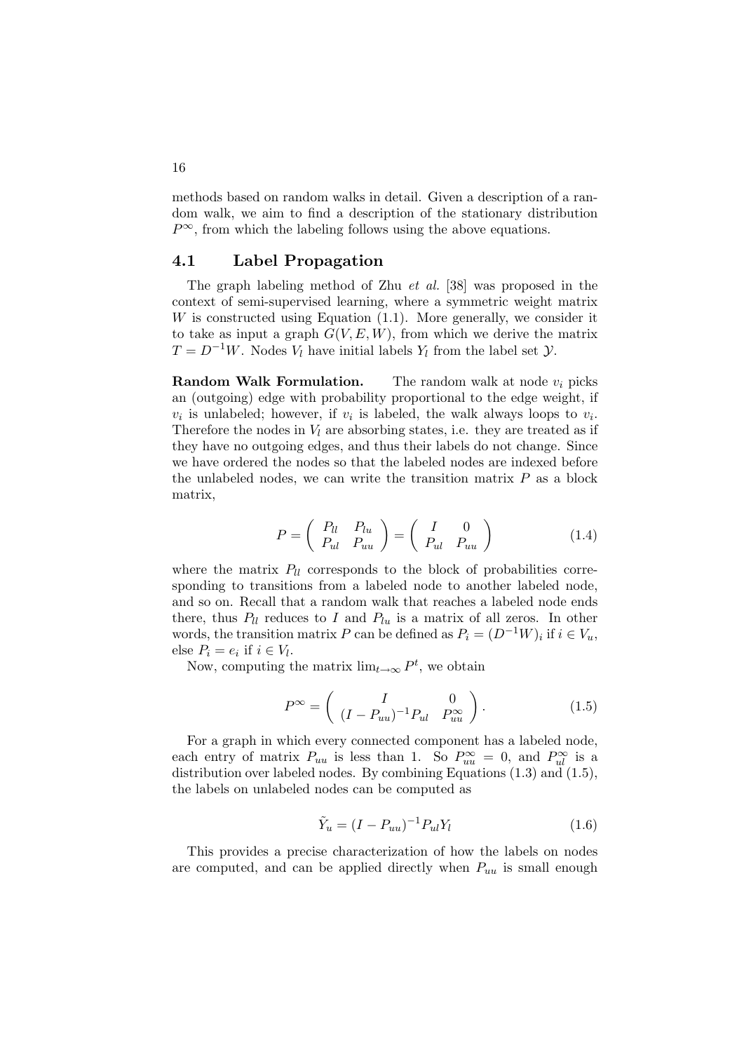methods based on random walks in detail. Given a description of a random walk, we aim to find a description of the stationary distribution $P^\infty$, from which the labeling follows using the above equations.

## 4.1 Label Propagation

The graph labeling method of Zhu *et al.* [38] was proposed in the context of semi-supervised learning, where a symmetric weight matrix $W$ is constructed using Equation (1.1). More generally, we consider it to take as input a graph $G(V, E, W)$, from which we derive the matrix $T = D^{-1}W$. Nodes $V_l$ have initial labels $Y_l$ from the label set $\mathcal{Y}$.

**Random Walk Formulation.** The random walk at node $v_i$ picks an (outgoing) edge with probability proportional to the edge weight, if $v_i$ is unlabeled; however, if $v_i$ is labeled, the walk always loops to $v_i$. Therefore the nodes in $V_l$ are absorbing states, i.e. they are treated as if they have no outgoing edges, and thus their labels do not change. Since we have ordered the nodes so that the labeled nodes are indexed before the unlabeled nodes, we can write the transition matrix $P$ as a block matrix,

$$P = \begin{pmatrix} P_{ll} & P_{lu} \\ P_{ul} & P_{uu} \end{pmatrix} = \begin{pmatrix} I & 0 \\ P_{ul} & P_{uu} \end{pmatrix} \tag{1.4}$$

where the matrix $P_{ll}$ corresponds to the block of probabilities corresponding to transitions from a labeled node to another labeled node, and so on. Recall that a random walk that reaches a labeled node ends there, thus $P_{ll}$ reduces to $I$ and $P_{lu}$ is a matrix of all zeros. In other words, the transition matrix $P$ can be defined as $P_i = (D^{-1}W)_i$ if $i \in V_u$, else $P_i = e_i$ if $i \in V_l$.

Now, computing the matrix $\lim_{t\to\infty} P^t$, we obtain

$$P^\infty = \begin{pmatrix} I & 0 \\ (I - P_{uu})^{-1}P_{ul} & P_{uu}^\infty \end{pmatrix}. \tag{1.5}$$

For a graph in which every connected component has a labeled node, each entry of matrix $P_{uu}$ is less than 1. So $P_{uu}^\infty = 0$, and $P_{ul}^\infty$ is a distribution over labeled nodes. By combining Equations (1.3) and (1.5), the labels on unlabeled nodes can be computed as

$$\tilde{Y}_u = (I - P_{uu})^{-1}P_{ul}Y_l \tag{1.6}$$

This provides a precise characterization of how the labels on nodes are computed, and can be applied directly when $P_{uu}$ is small enough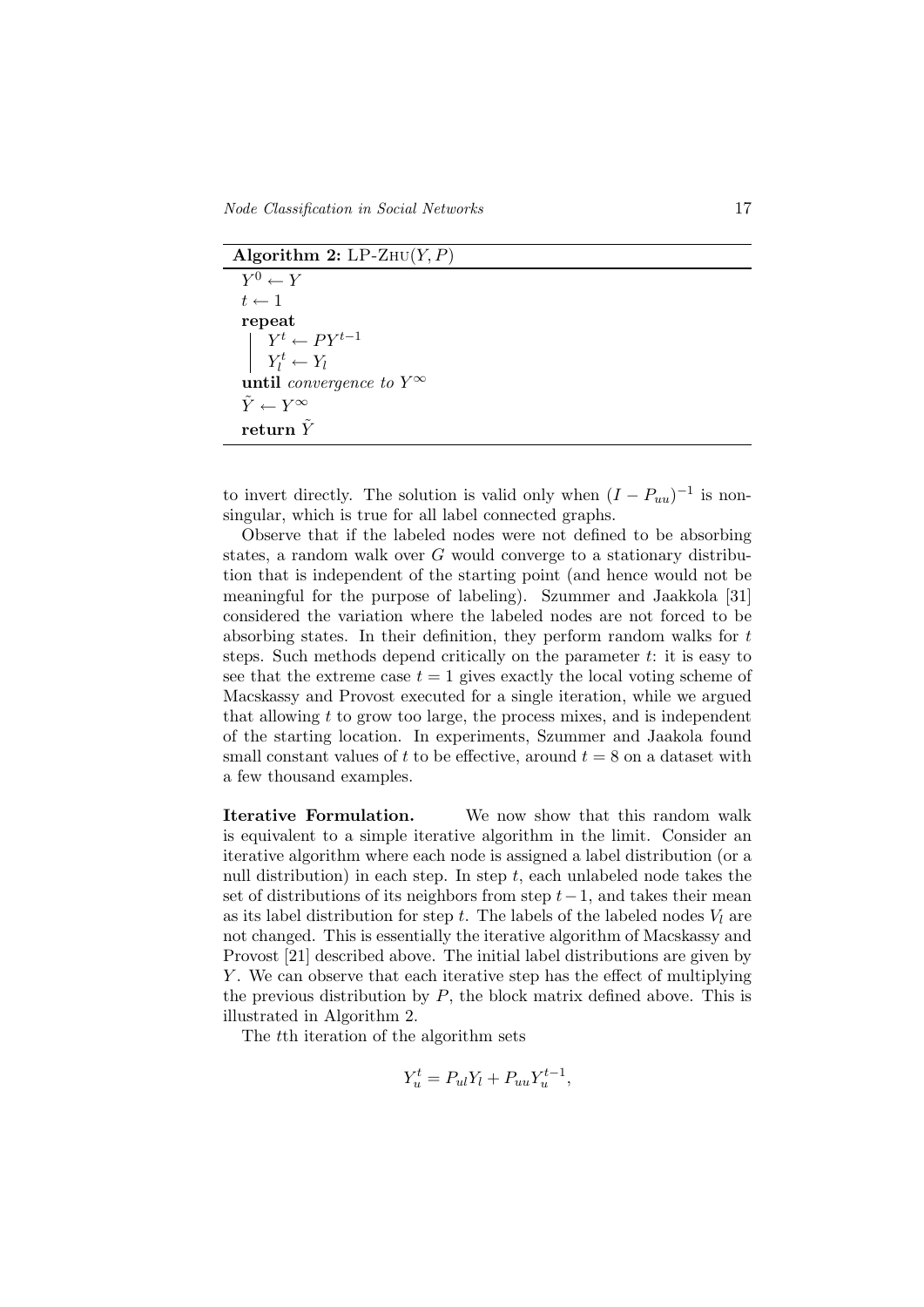**Algorithm 2:** LP-ZHU$(Y, P)$

```
Y^0 ← Y
t ← 1
repeat
    Y^t ← P Y^{t-1}
    Y^t_l ← Y_l
until convergence to Y^∞
Ỹ ← Y^∞
return Ỹ
```

to invert directly. The solution is valid only when $(I - P_{uu})^{-1}$ is non-singular, which is true for all label connected graphs.

Observe that if the labeled nodes were not defined to be absorbing states, a random walk over $G$ would converge to a stationary distribution that is independent of the starting point (and hence would not be meaningful for the purpose of labeling). Szummer and Jaakkola [31] considered the variation where the labeled nodes are not forced to be absorbing states. In their definition, they perform random walks for $t$ steps. Such methods depend critically on the parameter $t$: it is easy to see that the extreme case $t = 1$ gives exactly the local voting scheme of Macskassy and Provost executed for a single iteration, while we argued that allowing $t$ to grow too large, the process mixes, and is independent of the starting location. In experiments, Szummer and Jaakola found small constant values of $t$ to be effective, around $t = 8$ on a dataset with a few thousand examples.

**Iterative Formulation.** We now show that this random walk is equivalent to a simple iterative algorithm in the limit. Consider an iterative algorithm where each node is assigned a label distribution (or a null distribution) in each step. In step $t$, each unlabeled node takes the set of distributions of its neighbors from step $t-1$, and takes their mean as its label distribution for step $t$. The labels of the labeled nodes $V_l$ are not changed. This is essentially the iterative algorithm of Macskassy and Provost [21] described above. The initial label distributions are given by $Y$. We can observe that each iterative step has the effect of multiplying the previous distribution by $P$, the block matrix defined above. This is illustrated in Algorithm 2.

The $t$th iteration of the algorithm sets

$$Y_u^t = P_{ul}Y_l + P_{uu}Y_u^{t-1},$$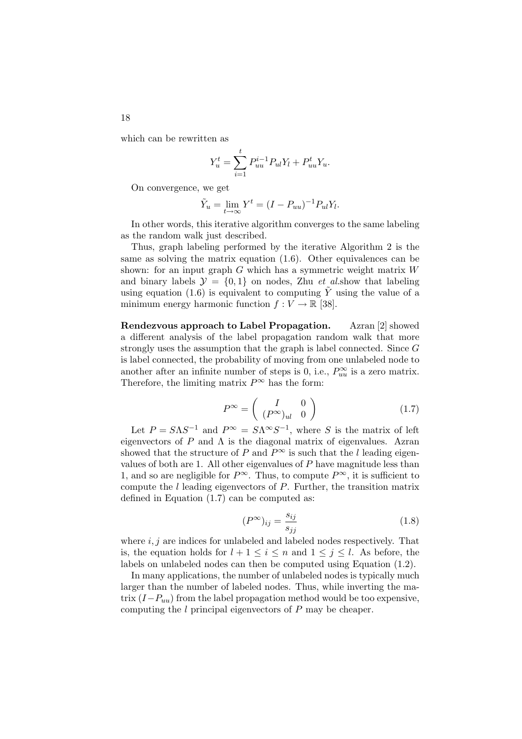which can be rewritten as

$$Y_u^t = \sum_{i=1}^{t} P_{uu}^{i-1} P_{ul} Y_l + P_{uu}^t Y_u.$$

On convergence, we get

$$\tilde{Y}_u = \lim_{t \to \infty} Y^t = (I - P_{uu})^{-1} P_{ul} Y_l.$$

In other words, this iterative algorithm converges to the same labeling as the random walk just described.

Thus, graph labeling performed by the iterative Algorithm 2 is the same as solving the matrix equation (1.6). Other equivalences can be shown: for an input graph $G$ which has a symmetric weight matrix $W$ and binary labels $\mathcal{Y} = \{0, 1\}$ on nodes, Zhu *et al.*show that labeling using equation (1.6) is equivalent to computing $\tilde{Y}$ using the value of a minimum energy harmonic function $f : V \to \mathbb{R}$ [38].

**Rendezvous approach to Label Propagation.** Azran [2] showed a different analysis of the label propagation random walk that more strongly uses the assumption that the graph is label connected. Since $G$ is label connected, the probability of moving from one unlabeled node to another after an infinite number of steps is 0, i.e., $P_{uu}^{\infty}$ is a zero matrix. Therefore, the limiting matrix $P^{\infty}$ has the form:

$$P^{\infty} = \begin{pmatrix} I & 0 \\ (P^{\infty})_{ul} & 0 \end{pmatrix} \tag{1.7}$$

Let $P = S \Lambda S^{-1}$ and $P^{\infty} = S \Lambda^{\infty} S^{-1}$, where $S$ is the matrix of left eigenvectors of $P$ and $\Lambda$ is the diagonal matrix of eigenvalues. Azran showed that the structure of $P$ and $P^{\infty}$ is such that the $l$ leading eigenvalues of both are 1. All other eigenvalues of $P$ have magnitude less than 1, and so are negligible for $P^{\infty}$. Thus, to compute $P^{\infty}$, it is sufficient to compute the $l$ leading eigenvectors of $P$. Further, the transition matrix defined in Equation (1.7) can be computed as:

$$(P^{\infty})_{ij} = \frac{s_{ij}}{s_{jj}} \tag{1.8}$$

where $i, j$ are indices for unlabeled and labeled nodes respectively. That is, the equation holds for $l + 1 \leq i \leq n$ and $1 \leq j \leq l$. As before, the labels on unlabeled nodes can then be computed using Equation (1.2).

In many applications, the number of unlabeled nodes is typically much larger than the number of labeled nodes. Thus, while inverting the matrix $(I - P_{uu})$ from the label propagation method would be too expensive, computing the $l$ principal eigenvectors of $P$ may be cheaper.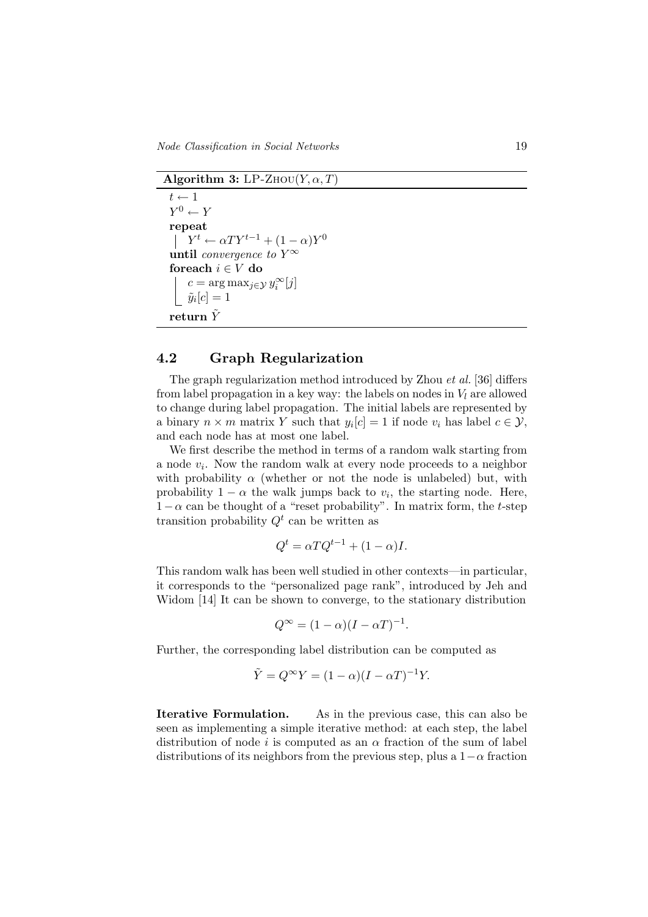**Algorithm 3:** LP-ZHOU$(Y, \alpha, T)$

```
t ← 1
Y^0 ← Y
repeat
    Y^t ← αTY^{t-1} + (1 − α)Y^0
until convergence to Y^∞
foreach i ∈ V do
    c = arg max_{j∈𝒴} y_i^∞[j]
    ỹ_i[c] = 1
return Ỹ
```

## 4.2 Graph Regularization

The graph regularization method introduced by Zhou *et al.* [36] differs from label propagation in a key way: the labels on nodes in $V_l$ are allowed to change during label propagation. The initial labels are represented by a binary $n \times m$ matrix $Y$ such that $y_i[c] = 1$ if node $v_i$ has label $c \in \mathcal{Y}$, and each node has at most one label.

We first describe the method in terms of a random walk starting from a node $v_i$. Now the random walk at every node proceeds to a neighbor with probability $\alpha$ (whether or not the node is unlabeled) but, with probability $1 - \alpha$ the walk jumps back to $v_i$, the starting node. Here, $1 - \alpha$ can be thought of a "reset probability". In matrix form, the $t$-step transition probability $Q^t$ can be written as

$$Q^t = \alpha T Q^{t-1} + (1 - \alpha)I.$$

This random walk has been well studied in other contexts—in particular, it corresponds to the "personalized page rank", introduced by Jeh and Widom [14] It can be shown to converge, to the stationary distribution

$$Q^\infty = (1 - \alpha)(I - \alpha T)^{-1}.$$

Further, the corresponding label distribution can be computed as

$$\tilde{Y} = Q^\infty Y = (1 - \alpha)(I - \alpha T)^{-1} Y.$$

**Iterative Formulation.** As in the previous case, this can also be seen as implementing a simple iterative method: at each step, the label distribution of node $i$ is computed as an $\alpha$ fraction of the sum of label distributions of its neighbors from the previous step, plus a $1-\alpha$ fraction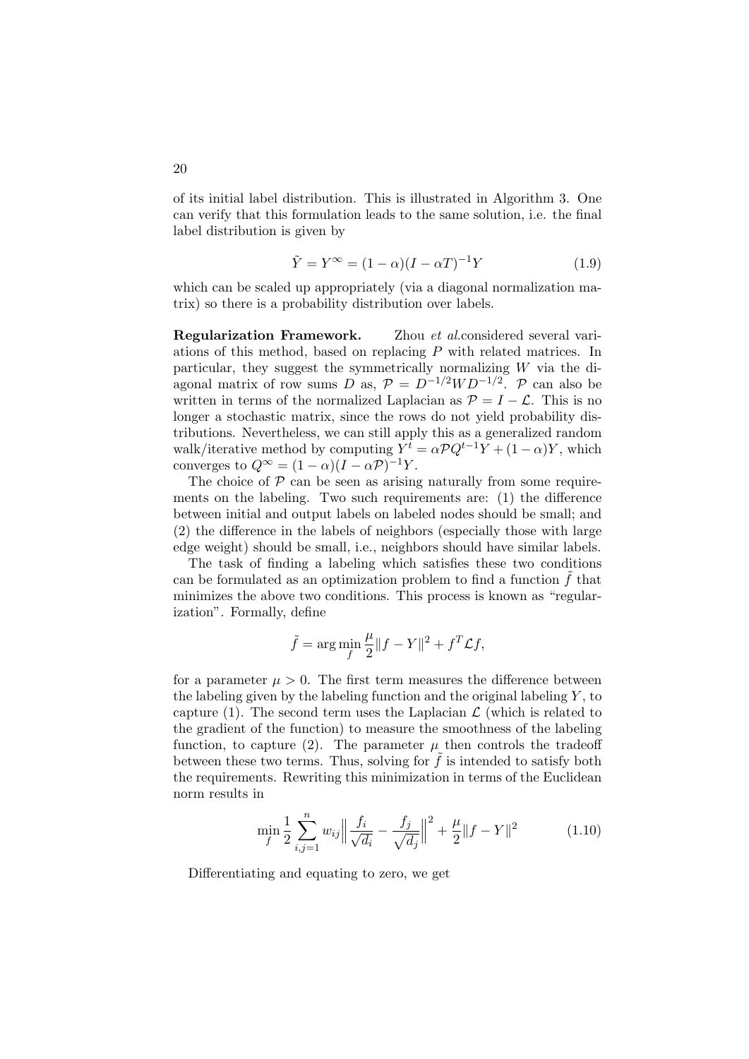of its initial label distribution. This is illustrated in Algorithm 3. One can verify that this formulation leads to the same solution, i.e. the final label distribution is given by

$$\tilde{Y} = Y^{\infty} = (1 - \alpha)(I - \alpha T)^{-1} Y \tag{1.9}$$

which can be scaled up appropriately (via a diagonal normalization matrix) so there is a probability distribution over labels.

**Regularization Framework.** Zhou *et al.*considered several variations of this method, based on replacing $P$ with related matrices. In particular, they suggest the symmetrically normalizing $W$ via the diagonal matrix of row sums $D$ as, $\mathcal{P} = D^{-1/2} W D^{-1/2}$. $\mathcal{P}$ can also be written in terms of the normalized Laplacian as $\mathcal{P} = I - \mathcal{L}$. This is no longer a stochastic matrix, since the rows do not yield probability distributions. Nevertheless, we can still apply this as a generalized random walk/iterative method by computing $Y^t = \alpha \mathcal{P} Q^{t-1} Y + (1 - \alpha) Y$, which converges to $Q^{\infty} = (1 - \alpha)(I - \alpha \mathcal{P})^{-1} Y$.

The choice of $\mathcal{P}$ can be seen as arising naturally from some requirements on the labeling. Two such requirements are: (1) the difference between initial and output labels on labeled nodes should be small; and (2) the difference in the labels of neighbors (especially those with large edge weight) should be small, i.e., neighbors should have similar labels.

The task of finding a labeling which satisfies these two conditions can be formulated as an optimization problem to find a function $\tilde{f}$ that minimizes the above two conditions. This process is known as "regularization". Formally, define

$$\tilde{f} = \arg\min_{f} \frac{\mu}{2} \|f - Y\|^2 + f^T \mathcal{L} f,$$

for a parameter $\mu > 0$. The first term measures the difference between the labeling given by the labeling function and the original labeling $Y$, to capture (1). The second term uses the Laplacian $\mathcal{L}$ (which is related to the gradient of the function) to measure the smoothness of the labeling function, to capture (2). The parameter $\mu$ then controls the tradeoff between these two terms. Thus, solving for $\tilde{f}$ is intended to satisfy both the requirements. Rewriting this minimization in terms of the Euclidean norm results in

$$\min_{f} \frac{1}{2} \sum_{i,j=1}^{n} w_{ij} \Big\| \frac{f_i}{\sqrt{d_i}} - \frac{f_j}{\sqrt{d_j}} \Big\|^2 + \frac{\mu}{2} \|f - Y\|^2 \tag{1.10}$$

Differentiating and equating to zero, we get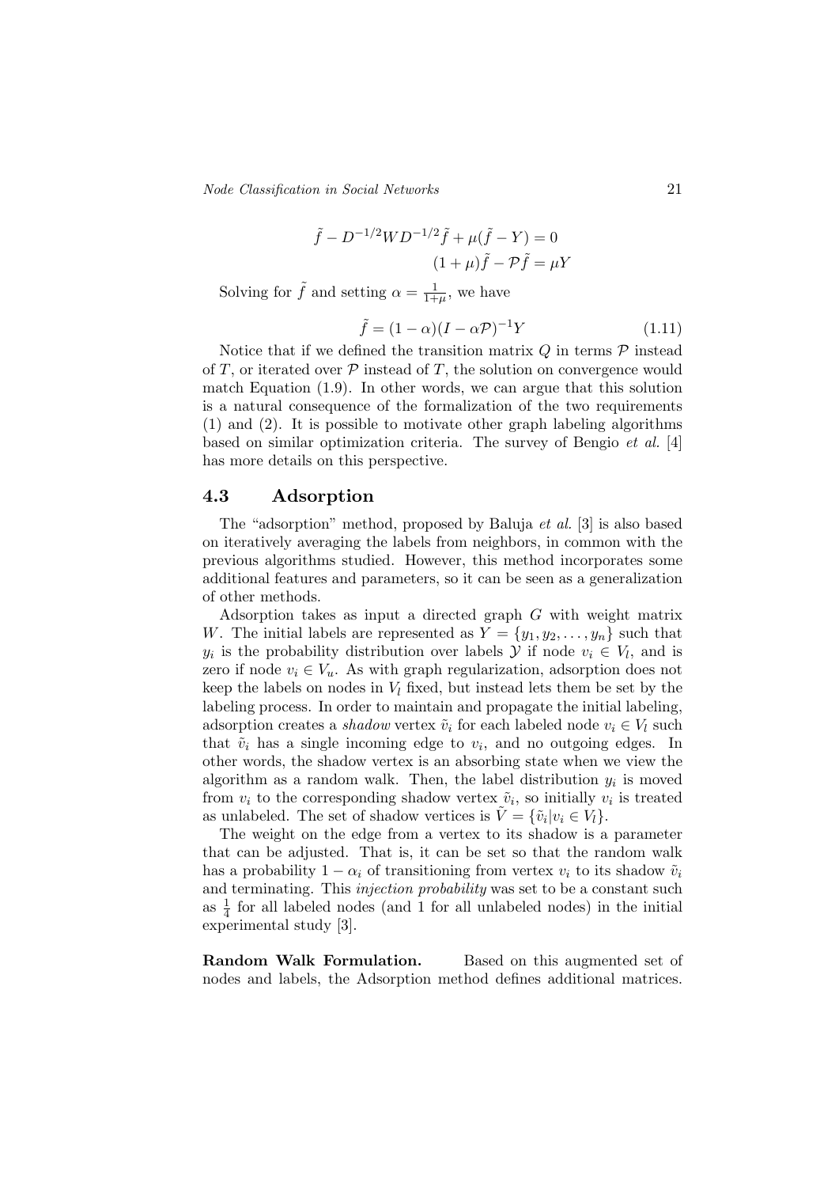$$\tilde{f} - D^{-1/2} W D^{-1/2} \tilde{f} + \mu(\tilde{f} - Y) = 0$$

$$(1+\mu)\tilde{f} - \mathcal{P}\tilde{f} = \mu Y$$

Solving for $\tilde{f}$ and setting $\alpha = \frac{1}{1+\mu}$, we have

$$\tilde{f} = (1-\alpha)(I - \alpha\mathcal{P})^{-1} Y \tag{1.11}$$

Notice that if we defined the transition matrix $Q$ in terms $\mathcal{P}$ instead of $T$, or iterated over $\mathcal{P}$ instead of $T$, the solution on convergence would match Equation (1.9). In other words, we can argue that this solution is a natural consequence of the formalization of the two requirements (1) and (2). It is possible to motivate other graph labeling algorithms based on similar optimization criteria. The survey of Bengio *et al.* [4] has more details on this perspective.

## 4.3 Adsorption

The "adsorption" method, proposed by Baluja *et al.* [3] is also based on iteratively averaging the labels from neighbors, in common with the previous algorithms studied. However, this method incorporates some additional features and parameters, so it can be seen as a generalization of other methods.

Adsorption takes as input a directed graph $G$ with weight matrix $W$. The initial labels are represented as $Y = \{y_1, y_2, \ldots, y_n\}$ such that $y_i$ is the probability distribution over labels $\mathcal{Y}$ if node $v_i \in V_l$, and is zero if node $v_i \in V_u$. As with graph regularization, adsorption does not keep the labels on nodes in $V_l$ fixed, but instead lets them be set by the labeling process. In order to maintain and propagate the initial labeling, adsorption creates a *shadow* vertex $\tilde{v}_i$ for each labeled node $v_i \in V_l$ such that $\tilde{v}_i$ has a single incoming edge to $v_i$, and no outgoing edges. In other words, the shadow vertex is an absorbing state when we view the algorithm as a random walk. Then, the label distribution $y_i$ is moved from $v_i$ to the corresponding shadow vertex $\tilde{v}_i$, so initially $v_i$ is treated as unlabeled. The set of shadow vertices is $\tilde{V} = \{\tilde{v}_i | v_i \in V_l\}$.

The weight on the edge from a vertex to its shadow is a parameter that can be adjusted. That is, it can be set so that the random walk has a probability $1 - \alpha_i$ of transitioning from vertex $v_i$ to its shadow $\tilde{v}_i$ and terminating. This *injection probability* was set to be a constant such as $\frac{1}{4}$ for all labeled nodes (and 1 for all unlabeled nodes) in the initial experimental study [3].

**Random Walk Formulation.** Based on this augmented set of nodes and labels, the Adsorption method defines additional matrices.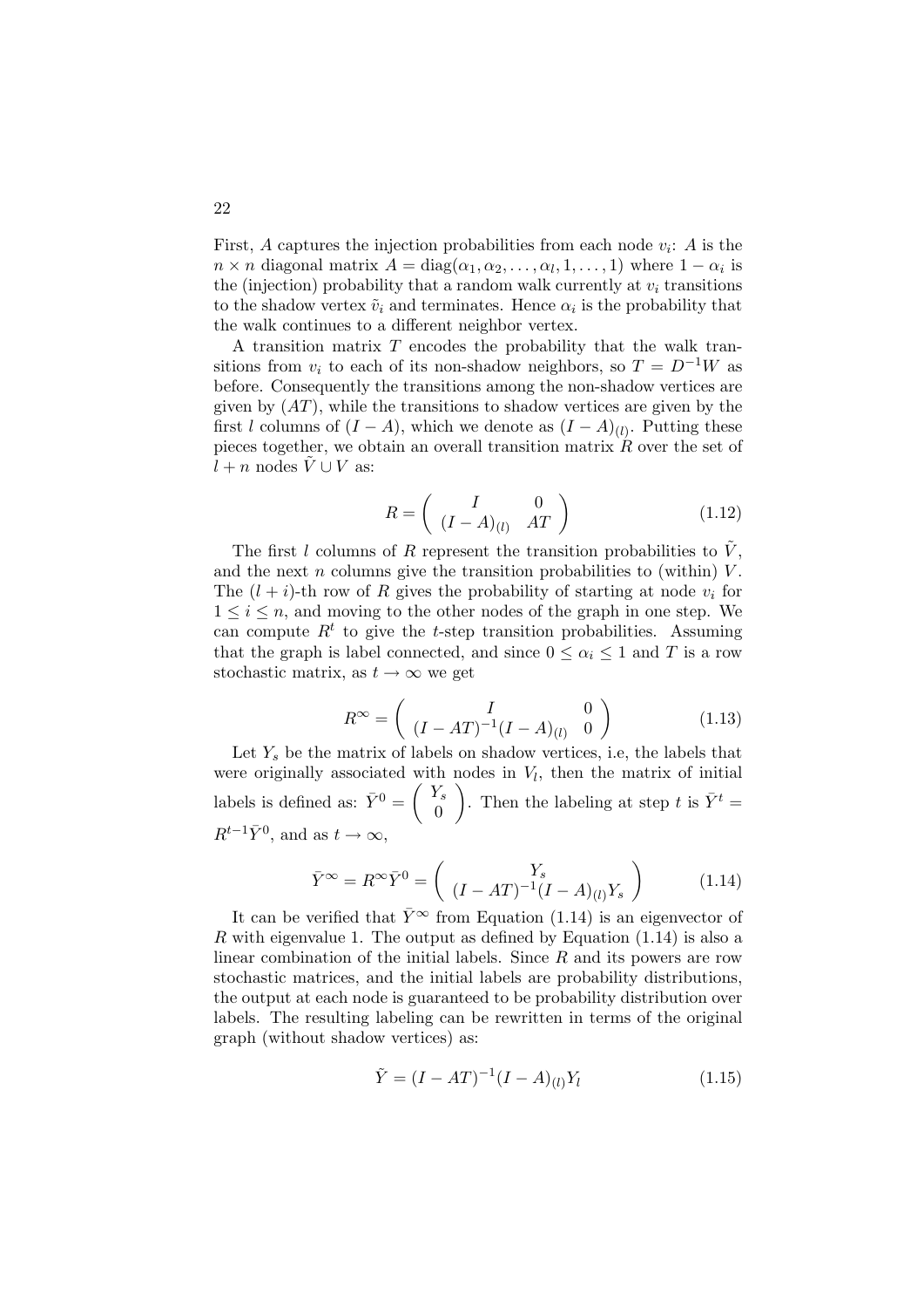First, $A$ captures the injection probabilities from each node $v_i$: $A$ is the $n \times n$ diagonal matrix $A = \text{diag}(\alpha_1, \alpha_2, \ldots, \alpha_l, 1, \ldots, 1)$ where $1 - \alpha_i$ is the (injection) probability that a random walk currently at $v_i$ transitions to the shadow vertex $\tilde{v}_i$ and terminates. Hence $\alpha_i$ is the probability that the walk continues to a different neighbor vertex.

A transition matrix $T$ encodes the probability that the walk transitions from $v_i$ to each of its non-shadow neighbors, so $T = D^{-1}W$ as before. Consequently the transitions among the non-shadow vertices are given by $(AT)$, while the transitions to shadow vertices are given by the first $l$ columns of $(I - A)$, which we denote as $(I - A)_{(l)}$. Putting these pieces together, we obtain an overall transition matrix $R$ over the set of $l + n$ nodes $\tilde{V} \cup V$ as:

$$R = \begin{pmatrix} I & 0 \\ (I - A)_{(l)} & AT \end{pmatrix} \tag{1.12}$$

The first $l$ columns of $R$ represent the transition probabilities to $\tilde{V}$, and the next $n$ columns give the transition probabilities to (within) $V$. The $(l + i)$-th row of $R$ gives the probability of starting at node $v_i$ for $1 \le i \le n$, and moving to the other nodes of the graph in one step. We can compute $R^t$ to give the $t$-step transition probabilities. Assuming that the graph is label connected, and since $0 \le \alpha_i \le 1$ and $T$ is a row stochastic matrix, as $t \to \infty$ we get

$$R^{\infty} = \begin{pmatrix} I & 0 \\ (I - AT)^{-1}(I - A)_{(l)} & 0 \end{pmatrix} \tag{1.13}$$

Let $Y_s$ be the matrix of labels on shadow vertices, i.e, the labels that were originally associated with nodes in $V_l$, then the matrix of initial labels is defined as: $\bar{Y}^0 = \begin{pmatrix} Y_s \\ 0 \end{pmatrix}$. Then the labeling at step $t$ is $\bar{Y}^t = R^{t-1}\bar{Y}^0$, and as $t \to \infty$,

$$\bar{Y}^{\infty} = R^{\infty}\bar{Y}^0 = \begin{pmatrix} Y_s \\ (I - AT)^{-1}(I - A)_{(l)}Y_s \end{pmatrix} \tag{1.14}$$

It can be verified that $\bar{Y}^{\infty}$ from Equation (1.14) is an eigenvector of $R$ with eigenvalue 1. The output as defined by Equation (1.14) is also a linear combination of the initial labels. Since $R$ and its powers are row stochastic matrices, and the initial labels are probability distributions, the output at each node is guaranteed to be probability distribution over labels. The resulting labeling can be rewritten in terms of the original graph (without shadow vertices) as:

$$\tilde{Y} = (I - AT)^{-1}(I - A)_{(l)}Y_l \tag{1.15}$$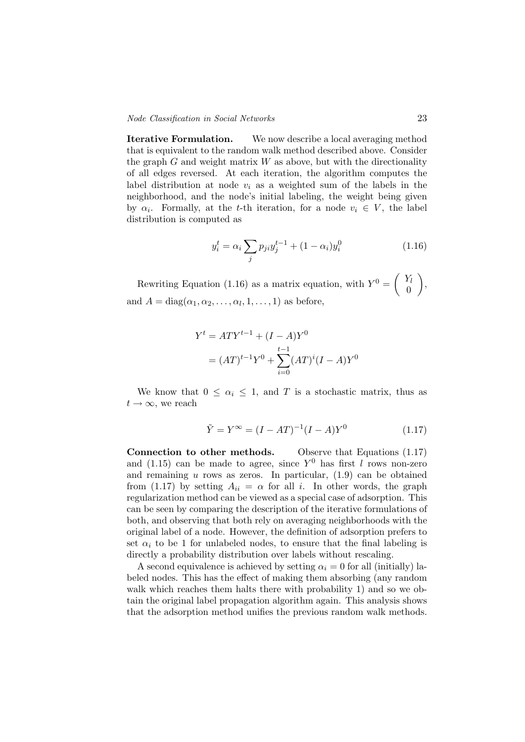**Iterative Formulation.** We now describe a local averaging method that is equivalent to the random walk method described above. Consider the graph $G$ and weight matrix $W$ as above, but with the directionality of all edges reversed. At each iteration, the algorithm computes the label distribution at node $v_i$ as a weighted sum of the labels in the neighborhood, and the node's initial labeling, the weight being given by $\alpha_i$. Formally, at the $t$-th iteration, for a node $v_i \in V$, the label distribution is computed as

$$y_i^t = \alpha_i \sum_j p_{ji} y_j^{t-1} + (1 - \alpha_i) y_i^0 \tag{1.16}$$

Rewriting Equation (1.16) as a matrix equation, with $Y^0 = \begin{pmatrix} Y_l \\ 0 \end{pmatrix}$, and $A = \text{diag}(\alpha_1, \alpha_2, \ldots, \alpha_l, 1, \ldots, 1)$ as before,

$$\begin{aligned} Y^t &= ATY^{t-1} + (I - A)Y^0 \\ &= (AT)^{t-1}Y^0 + \sum_{i=0}^{t-1} (AT)^i (I - A) Y^0 \end{aligned}$$

We know that $0 \leq \alpha_i \leq 1$, and $T$ is a stochastic matrix, thus as $t \to \infty$, we reach

$$\tilde{Y} = Y^\infty = (I - AT)^{-1}(I - A)Y^0 \tag{1.17}$$

**Connection to other methods.** Observe that Equations (1.17) and (1.15) can be made to agree, since $Y^0$ has first $l$ rows non-zero and remaining $u$ rows as zeros. In particular, (1.9) can be obtained from (1.17) by setting $A_{ii} = \alpha$ for all $i$. In other words, the graph regularization method can be viewed as a special case of adsorption. This can be seen by comparing the description of the iterative formulations of both, and observing that both rely on averaging neighborhoods with the original label of a node. However, the definition of adsorption prefers to set $\alpha_i$ to be 1 for unlabeled nodes, to ensure that the final labeling is directly a probability distribution over labels without rescaling.

A second equivalence is achieved by setting $\alpha_i = 0$ for all (initially) labeled nodes. This has the effect of making them absorbing (any random walk which reaches them halts there with probability 1) and so we obtain the original label propagation algorithm again. This analysis shows that the adsorption method unifies the previous random walk methods.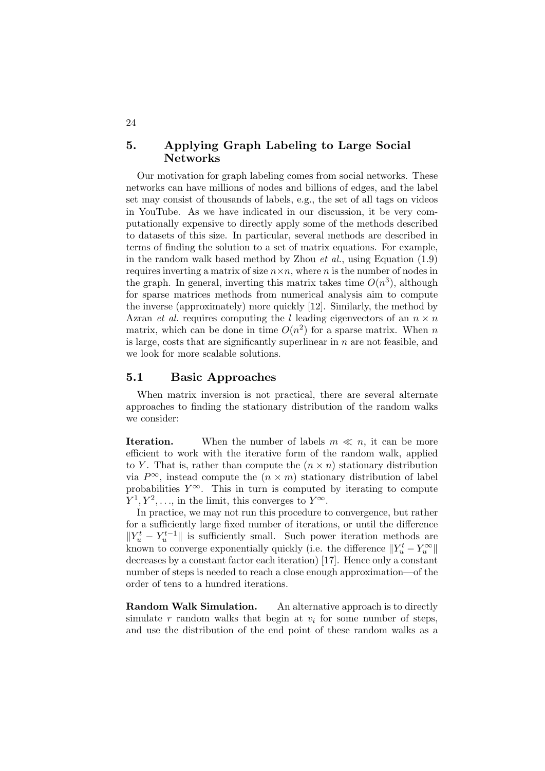## 5. Applying Graph Labeling to Large Social Networks

Our motivation for graph labeling comes from social networks. These networks can have millions of nodes and billions of edges, and the label set may consist of thousands of labels, e.g., the set of all tags on videos in YouTube. As we have indicated in our discussion, it be very computationally expensive to directly apply some of the methods described to datasets of this size. In particular, several methods are described in terms of finding the solution to a set of matrix equations. For example, in the random walk based method by Zhou *et al.*, using Equation (1.9) requires inverting a matrix of size $n \times n$, where $n$ is the number of nodes in the graph. In general, inverting this matrix takes time $O(n^3)$, although for sparse matrices methods from numerical analysis aim to compute the inverse (approximately) more quickly [12]. Similarly, the method by Azran *et al.* requires computing the $l$ leading eigenvectors of an $n \times n$ matrix, which can be done in time $O(n^2)$ for a sparse matrix. When $n$ is large, costs that are significantly superlinear in $n$ are not feasible, and we look for more scalable solutions.

### 5.1 Basic Approaches

When matrix inversion is not practical, there are several alternate approaches to finding the stationary distribution of the random walks we consider:

**Iteration.** When the number of labels $m \ll n$, it can be more efficient to work with the iterative form of the random walk, applied to $Y$. That is, rather than compute the $(n \times n)$ stationary distribution via $P^\infty$, instead compute the $(n \times m)$ stationary distribution of label probabilities $Y^\infty$. This in turn is computed by iterating to compute $Y^1, Y^2, \ldots$, in the limit, this converges to $Y^\infty$.

In practice, we may not run this procedure to convergence, but rather for a sufficiently large fixed number of iterations, or until the difference $\|Y_u^t - Y_u^{t-1}\|$ is sufficiently small. Such power iteration methods are known to converge exponentially quickly (i.e. the difference $\|Y_u^t - Y_u^\infty\|$ decreases by a constant factor each iteration) [17]. Hence only a constant number of steps is needed to reach a close enough approximation—of the order of tens to a hundred iterations.

**Random Walk Simulation.** An alternative approach is to directly simulate $r$ random walks that begin at $v_i$ for some number of steps, and use the distribution of the end point of these random walks as a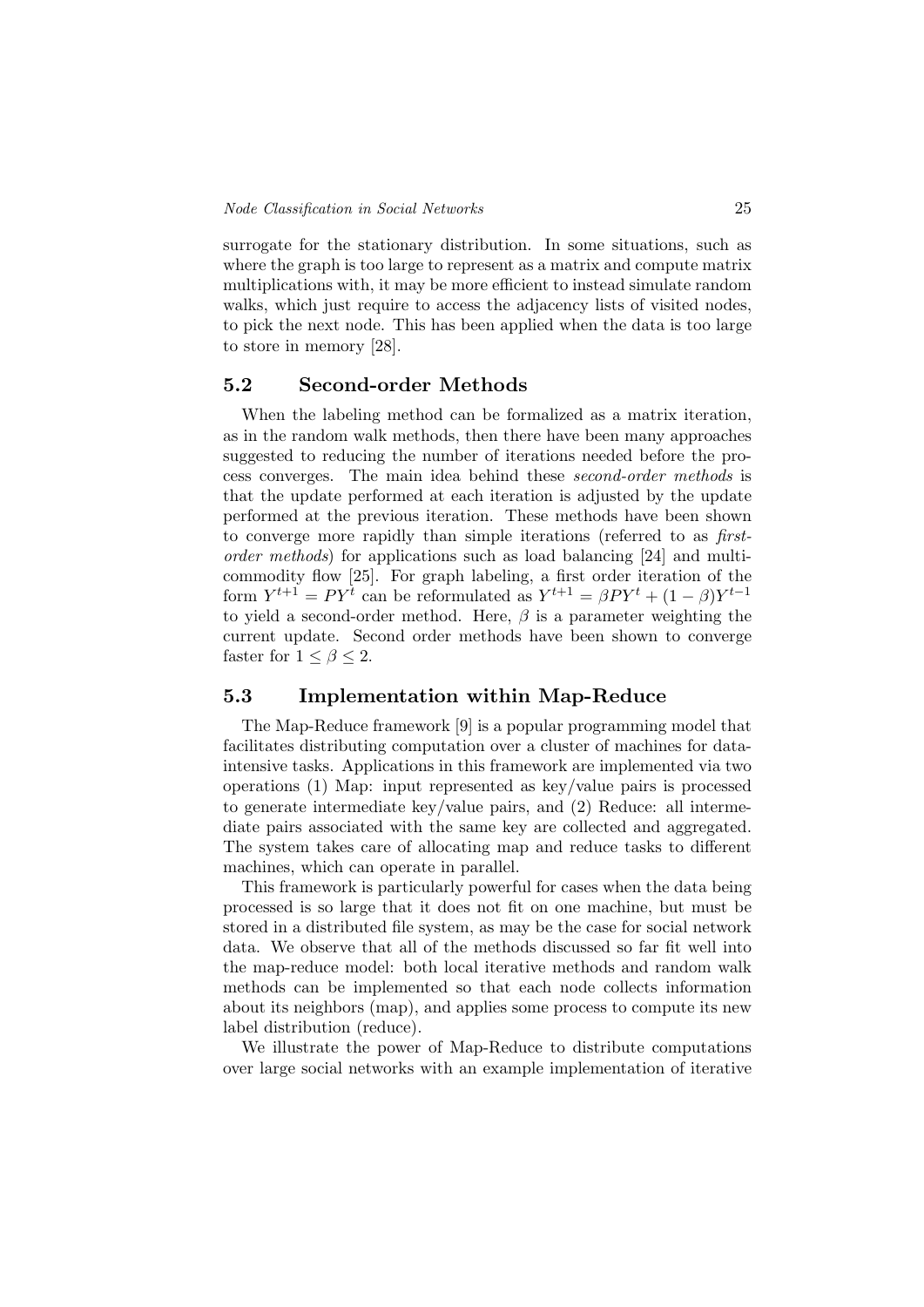surrogate for the stationary distribution. In some situations, such as where the graph is too large to represent as a matrix and compute matrix multiplications with, it may be more efficient to instead simulate random walks, which just require to access the adjacency lists of visited nodes, to pick the next node. This has been applied when the data is too large to store in memory [28].

## 5.2 Second-order Methods

When the labeling method can be formalized as a matrix iteration, as in the random walk methods, then there have been many approaches suggested to reducing the number of iterations needed before the process converges. The main idea behind these *second-order methods* is that the update performed at each iteration is adjusted by the update performed at the previous iteration. These methods have been shown to converge more rapidly than simple iterations (referred to as *first-order methods*) for applications such as load balancing [24] and multi-commodity flow [25]. For graph labeling, a first order iteration of the form $Y^{t+1} = PY^t$ can be reformulated as $Y^{t+1} = \beta PY^t + (1-\beta)Y^{t-1}$ to yield a second-order method. Here, $\beta$ is a parameter weighting the current update. Second order methods have been shown to converge faster for $1 \leq \beta \leq 2$.

## 5.3 Implementation within Map-Reduce

The Map-Reduce framework [9] is a popular programming model that facilitates distributing computation over a cluster of machines for data-intensive tasks. Applications in this framework are implemented via two operations (1) Map: input represented as key/value pairs is processed to generate intermediate key/value pairs, and (2) Reduce: all intermediate pairs associated with the same key are collected and aggregated. The system takes care of allocating map and reduce tasks to different machines, which can operate in parallel.

This framework is particularly powerful for cases when the data being processed is so large that it does not fit on one machine, but must be stored in a distributed file system, as may be the case for social network data. We observe that all of the methods discussed so far fit well into the map-reduce model: both local iterative methods and random walk methods can be implemented so that each node collects information about its neighbors (map), and applies some process to compute its new label distribution (reduce).

We illustrate the power of Map-Reduce to distribute computations over large social networks with an example implementation of iterative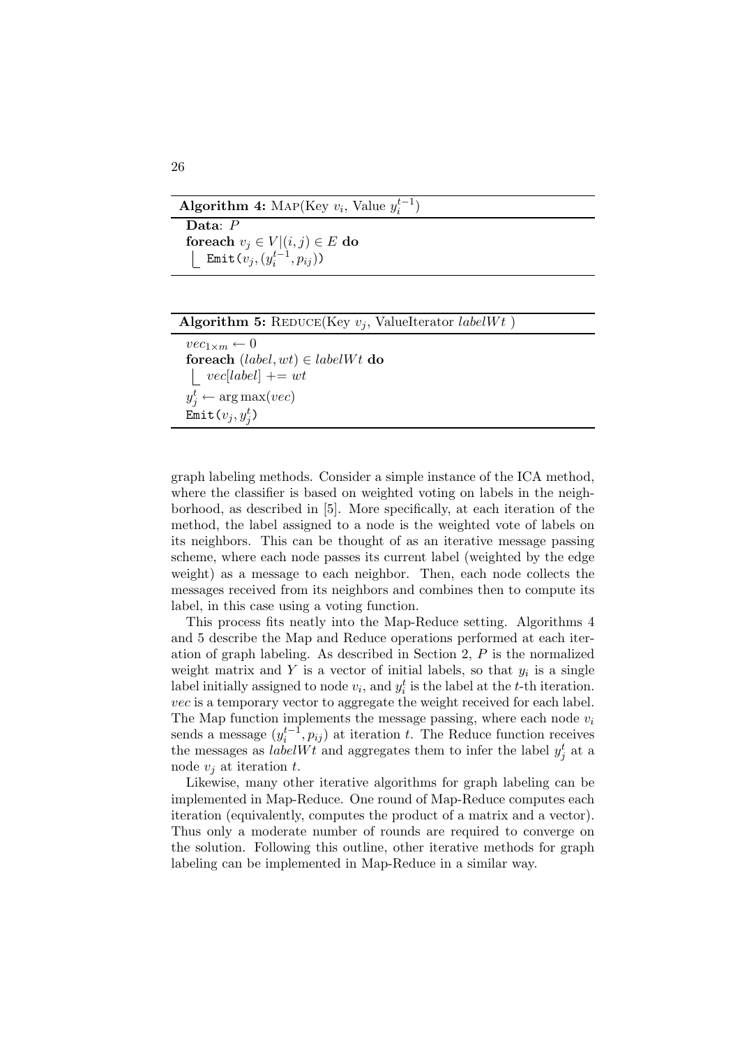**Algorithm 4:** MAP(Key $v_i$, Value $y_i^{t-1}$)

**Data**: $P$
**foreach** $v_j \in V | (i,j) \in E$ **do**
  `Emit`$(v_j, (y_i^{t-1}, p_{ij}))$

**Algorithm 5:** REDUCE(Key $v_j$, ValueIterator $labelWt$ )

$vec_{1\times m} \leftarrow 0$
**foreach** $(label, wt) \in labelWt$ **do**
  $vec[label] \mathrel{+}= wt$
$y_j^t \leftarrow \arg\max(vec)$
`Emit`$(v_j, y_j^t)$

graph labeling methods. Consider a simple instance of the ICA method, where the classifier is based on weighted voting on labels in the neighborhood, as described in [5]. More specifically, at each iteration of the method, the label assigned to a node is the weighted vote of labels on its neighbors. This can be thought of as an iterative message passing scheme, where each node passes its current label (weighted by the edge weight) as a message to each neighbor. Then, each node collects the messages received from its neighbors and combines then to compute its label, in this case using a voting function.

This process fits neatly into the Map-Reduce setting. Algorithms 4 and 5 describe the Map and Reduce operations performed at each iteration of graph labeling. As described in Section 2, $P$ is the normalized weight matrix and $Y$ is a vector of initial labels, so that $y_i$ is a single label initially assigned to node $v_i$, and $y_i^t$ is the label at the $t$-th iteration. $vec$ is a temporary vector to aggregate the weight received for each label. The Map function implements the message passing, where each node $v_i$ sends a message $(y_i^{t-1}, p_{ij})$ at iteration $t$. The Reduce function receives the messages as $labelWt$ and aggregates them to infer the label $y_j^t$ at a node $v_j$ at iteration $t$.

Likewise, many other iterative algorithms for graph labeling can be implemented in Map-Reduce. One round of Map-Reduce computes each iteration (equivalently, computes the product of a matrix and a vector). Thus only a moderate number of rounds are required to converge on the solution. Following this outline, other iterative methods for graph labeling can be implemented in Map-Reduce in a similar way.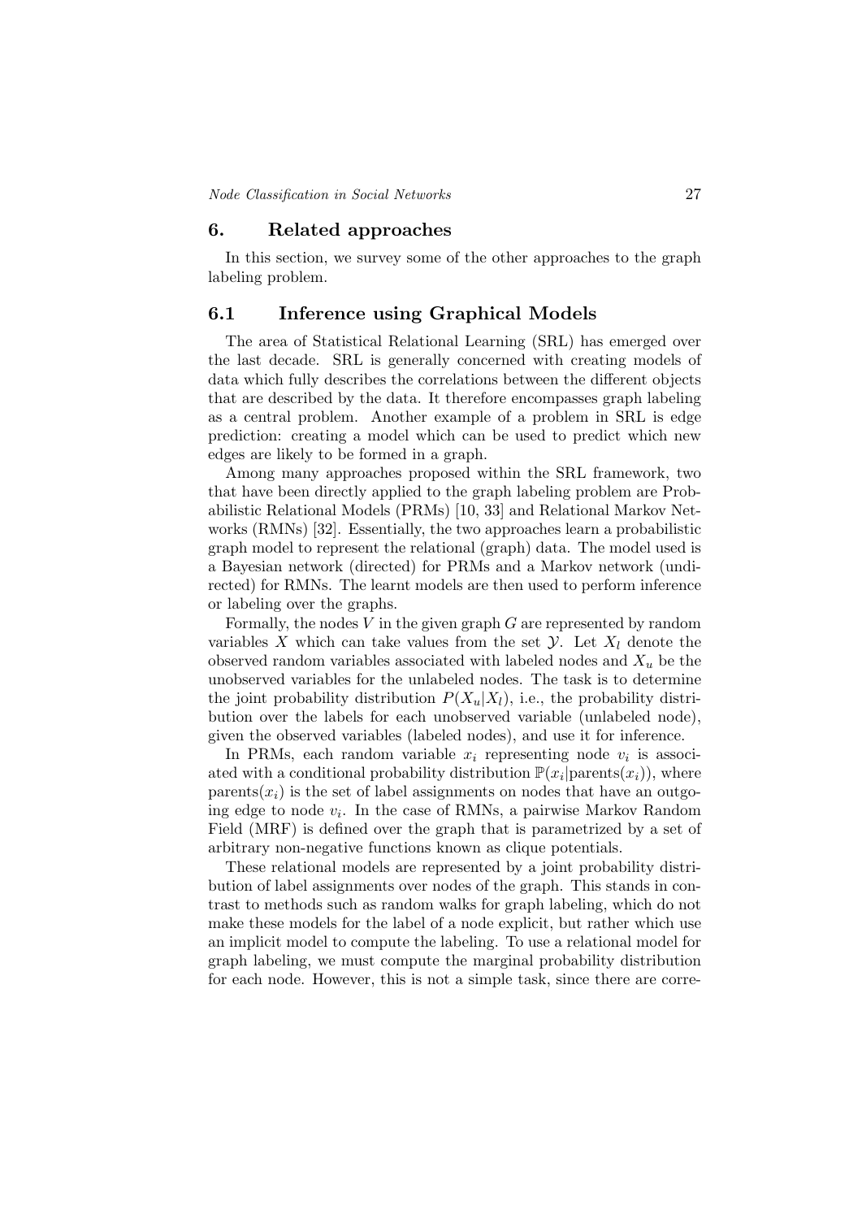## 6. Related approaches

In this section, we survey some of the other approaches to the graph labeling problem.

### 6.1 Inference using Graphical Models

The area of Statistical Relational Learning (SRL) has emerged over the last decade. SRL is generally concerned with creating models of data which fully describes the correlations between the different objects that are described by the data. It therefore encompasses graph labeling as a central problem. Another example of a problem in SRL is edge prediction: creating a model which can be used to predict which new edges are likely to be formed in a graph.

Among many approaches proposed within the SRL framework, two that have been directly applied to the graph labeling problem are Probabilistic Relational Models (PRMs) [10, 33] and Relational Markov Networks (RMNs) [32]. Essentially, the two approaches learn a probabilistic graph model to represent the relational (graph) data. The model used is a Bayesian network (directed) for PRMs and a Markov network (undirected) for RMNs. The learnt models are then used to perform inference or labeling over the graphs.

Formally, the nodes $V$ in the given graph $G$ are represented by random variables $X$ which can take values from the set $\mathcal{Y}$. Let $X_l$ denote the observed random variables associated with labeled nodes and $X_u$ be the unobserved variables for the unlabeled nodes. The task is to determine the joint probability distribution $P(X_u|X_l)$, i.e., the probability distribution over the labels for each unobserved variable (unlabeled node), given the observed variables (labeled nodes), and use it for inference.

In PRMs, each random variable $x_i$ representing node $v_i$ is associated with a conditional probability distribution $\mathbb{P}(x_i|\text{parents}(x_i))$, where $\text{parents}(x_i)$ is the set of label assignments on nodes that have an outgoing edge to node $v_i$. In the case of RMNs, a pairwise Markov Random Field (MRF) is defined over the graph that is parametrized by a set of arbitrary non-negative functions known as clique potentials.

These relational models are represented by a joint probability distribution of label assignments over nodes of the graph. This stands in contrast to methods such as random walks for graph labeling, which do not make these models for the label of a node explicit, but rather which use an implicit model to compute the labeling. To use a relational model for graph labeling, we must compute the marginal probability distribution for each node. However, this is not a simple task, since there are corre-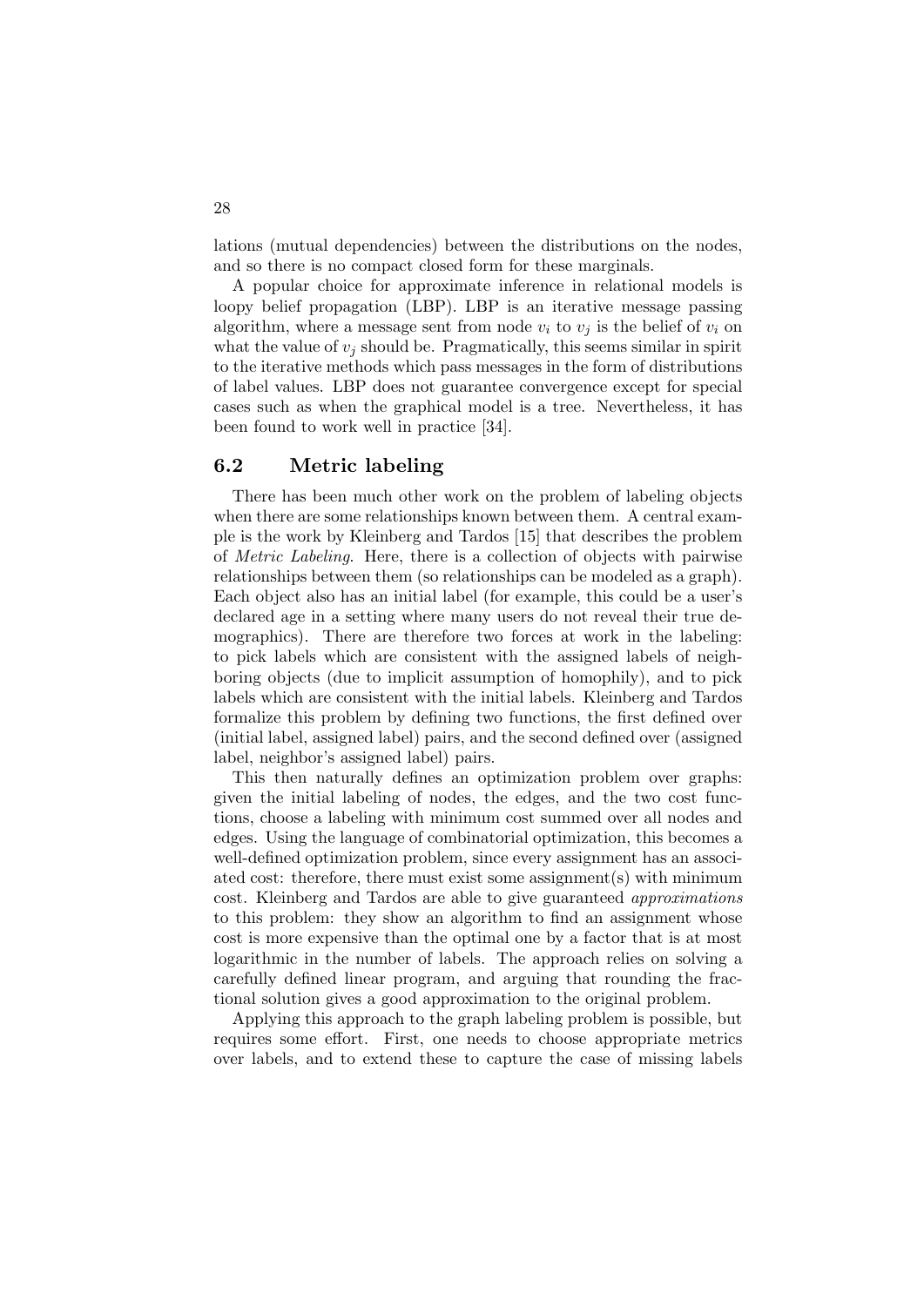lations (mutual dependencies) between the distributions on the nodes, and so there is no compact closed form for these marginals.

A popular choice for approximate inference in relational models is loopy belief propagation (LBP). LBP is an iterative message passing algorithm, where a message sent from node $v_i$ to $v_j$ is the belief of $v_i$ on what the value of $v_j$ should be. Pragmatically, this seems similar in spirit to the iterative methods which pass messages in the form of distributions of label values. LBP does not guarantee convergence except for special cases such as when the graphical model is a tree. Nevertheless, it has been found to work well in practice [34].

## 6.2 Metric labeling

There has been much other work on the problem of labeling objects when there are some relationships known between them. A central example is the work by Kleinberg and Tardos [15] that describes the problem of *Metric Labeling*. Here, there is a collection of objects with pairwise relationships between them (so relationships can be modeled as a graph). Each object also has an initial label (for example, this could be a user's declared age in a setting where many users do not reveal their true demographics). There are therefore two forces at work in the labeling: to pick labels which are consistent with the assigned labels of neighboring objects (due to implicit assumption of homophily), and to pick labels which are consistent with the initial labels. Kleinberg and Tardos formalize this problem by defining two functions, the first defined over (initial label, assigned label) pairs, and the second defined over (assigned label, neighbor's assigned label) pairs.

This then naturally defines an optimization problem over graphs: given the initial labeling of nodes, the edges, and the two cost functions, choose a labeling with minimum cost summed over all nodes and edges. Using the language of combinatorial optimization, this becomes a well-defined optimization problem, since every assignment has an associated cost: therefore, there must exist some assignment(s) with minimum cost. Kleinberg and Tardos are able to give guaranteed *approximations* to this problem: they show an algorithm to find an assignment whose cost is more expensive than the optimal one by a factor that is at most logarithmic in the number of labels. The approach relies on solving a carefully defined linear program, and arguing that rounding the fractional solution gives a good approximation to the original problem.

Applying this approach to the graph labeling problem is possible, but requires some effort. First, one needs to choose appropriate metrics over labels, and to extend these to capture the case of missing labels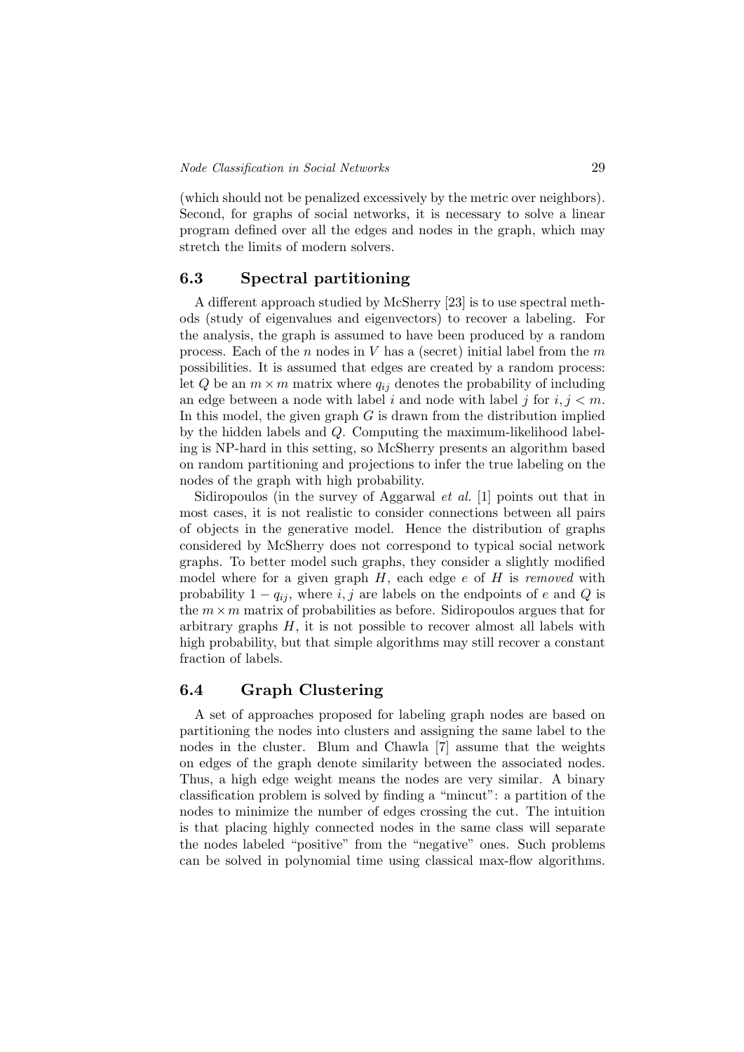(which should not be penalized excessively by the metric over neighbors). Second, for graphs of social networks, it is necessary to solve a linear program defined over all the edges and nodes in the graph, which may stretch the limits of modern solvers.

## 6.3 Spectral partitioning

A different approach studied by McSherry [23] is to use spectral methods (study of eigenvalues and eigenvectors) to recover a labeling. For the analysis, the graph is assumed to have been produced by a random process. Each of the $n$ nodes in $V$ has a (secret) initial label from the $m$ possibilities. It is assumed that edges are created by a random process: let $Q$ be an $m \times m$ matrix where $q_{ij}$ denotes the probability of including an edge between a node with label $i$ and node with label $j$ for $i, j < m$. In this model, the given graph $G$ is drawn from the distribution implied by the hidden labels and $Q$. Computing the maximum-likelihood labeling is NP-hard in this setting, so McSherry presents an algorithm based on random partitioning and projections to infer the true labeling on the nodes of the graph with high probability.

Sidiropoulos (in the survey of Aggarwal *et al.* [1] points out that in most cases, it is not realistic to consider connections between all pairs of objects in the generative model. Hence the distribution of graphs considered by McSherry does not correspond to typical social network graphs. To better model such graphs, they consider a slightly modified model where for a given graph $H$, each edge $e$ of $H$ is *removed* with probability $1 - q_{ij}$, where $i, j$ are labels on the endpoints of $e$ and $Q$ is the $m \times m$ matrix of probabilities as before. Sidiropoulos argues that for arbitrary graphs $H$, it is not possible to recover almost all labels with high probability, but that simple algorithms may still recover a constant fraction of labels.

## 6.4 Graph Clustering

A set of approaches proposed for labeling graph nodes are based on partitioning the nodes into clusters and assigning the same label to the nodes in the cluster. Blum and Chawla [7] assume that the weights on edges of the graph denote similarity between the associated nodes. Thus, a high edge weight means the nodes are very similar. A binary classification problem is solved by finding a "mincut": a partition of the nodes to minimize the number of edges crossing the cut. The intuition is that placing highly connected nodes in the same class will separate the nodes labeled "positive" from the "negative" ones. Such problems can be solved in polynomial time using classical max-flow algorithms.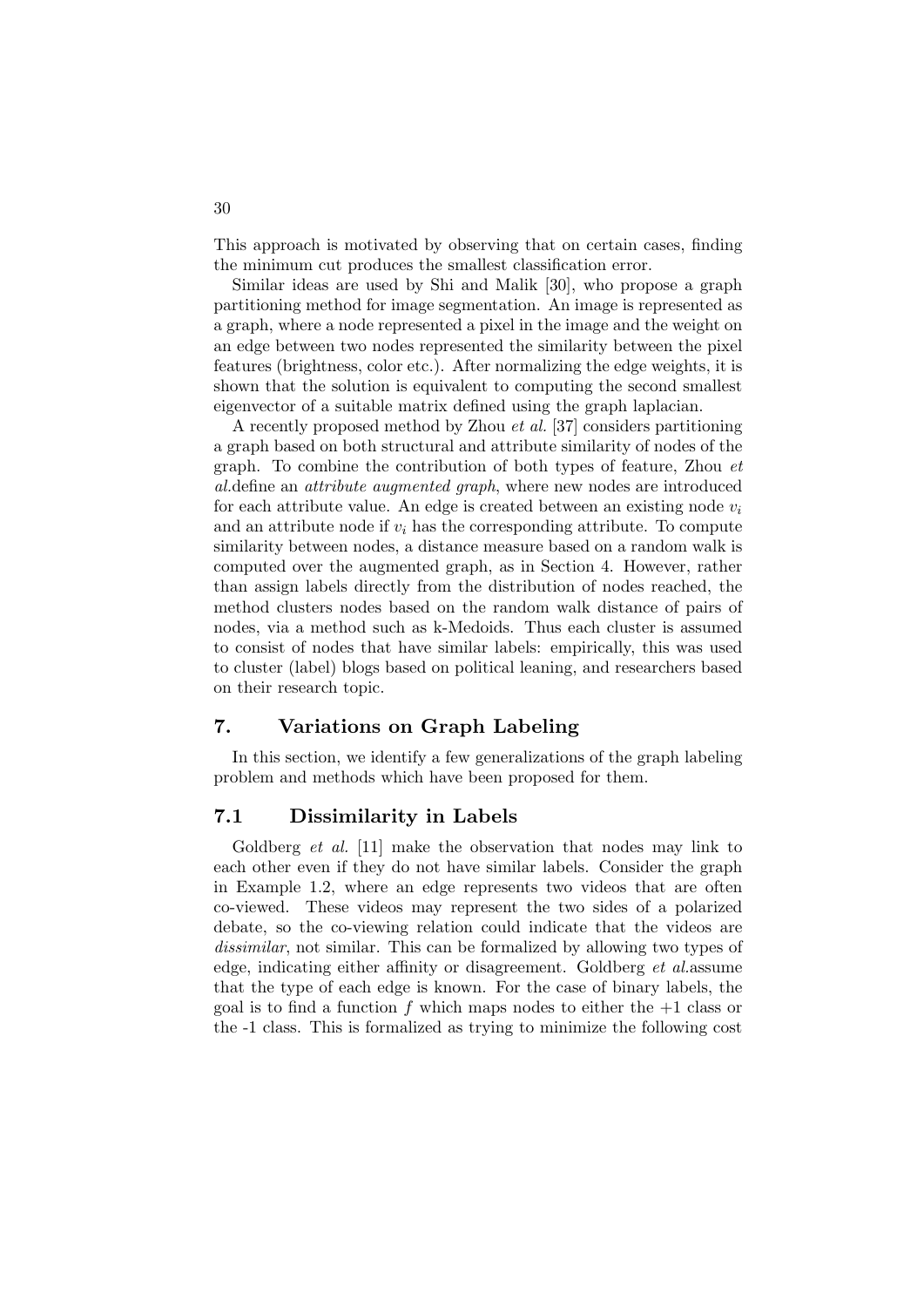This approach is motivated by observing that on certain cases, finding the minimum cut produces the smallest classification error.

Similar ideas are used by Shi and Malik [30], who propose a graph partitioning method for image segmentation. An image is represented as a graph, where a node represented a pixel in the image and the weight on an edge between two nodes represented the similarity between the pixel features (brightness, color etc.). After normalizing the edge weights, it is shown that the solution is equivalent to computing the second smallest eigenvector of a suitable matrix defined using the graph laplacian.

A recently proposed method by Zhou *et al.* [37] considers partitioning a graph based on both structural and attribute similarity of nodes of the graph. To combine the contribution of both types of feature, Zhou *et al.*define an *attribute augmented graph*, where new nodes are introduced for each attribute value. An edge is created between an existing node $v_i$ and an attribute node if $v_i$ has the corresponding attribute. To compute similarity between nodes, a distance measure based on a random walk is computed over the augmented graph, as in Section 4. However, rather than assign labels directly from the distribution of nodes reached, the method clusters nodes based on the random walk distance of pairs of nodes, via a method such as k-Medoids. Thus each cluster is assumed to consist of nodes that have similar labels: empirically, this was used to cluster (label) blogs based on political leaning, and researchers based on their research topic.

## 7. Variations on Graph Labeling

In this section, we identify a few generalizations of the graph labeling problem and methods which have been proposed for them.

### 7.1 Dissimilarity in Labels

Goldberg *et al.* [11] make the observation that nodes may link to each other even if they do not have similar labels. Consider the graph in Example 1.2, where an edge represents two videos that are often co-viewed. These videos may represent the two sides of a polarized debate, so the co-viewing relation could indicate that the videos are *dissimilar*, not similar. This can be formalized by allowing two types of edge, indicating either affinity or disagreement. Goldberg *et al.*assume that the type of each edge is known. For the case of binary labels, the goal is to find a function $f$ which maps nodes to either the $+1$ class or the -1 class. This is formalized as trying to minimize the following cost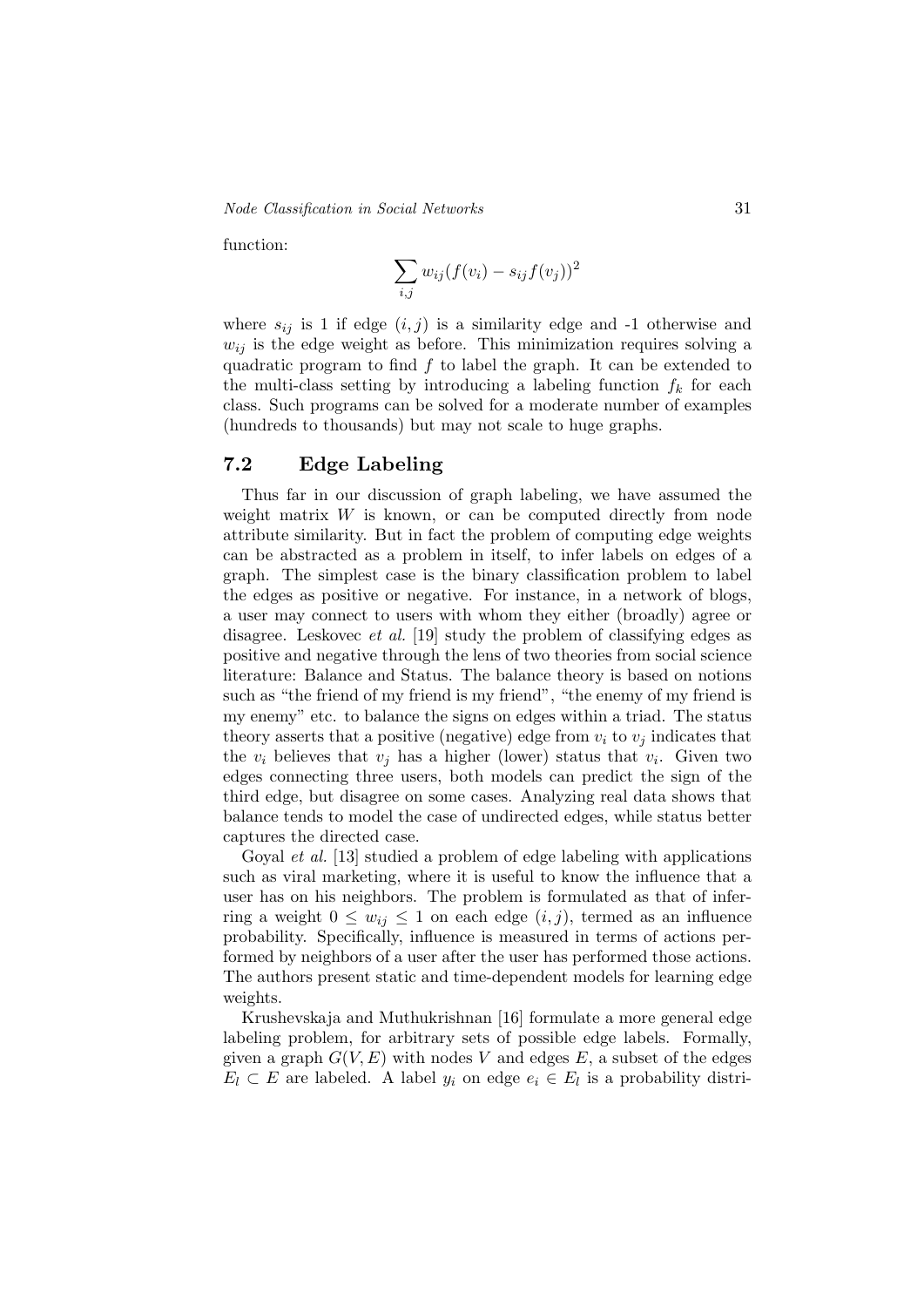function:

$$\sum_{i,j} w_{ij}(f(v_i) - s_{ij}f(v_j))^2$$

where $s_{ij}$ is 1 if edge $(i, j)$ is a similarity edge and -1 otherwise and $w_{ij}$ is the edge weight as before. This minimization requires solving a quadratic program to find $f$ to label the graph. It can be extended to the multi-class setting by introducing a labeling function $f_k$ for each class. Such programs can be solved for a moderate number of examples (hundreds to thousands) but may not scale to huge graphs.

## 7.2 Edge Labeling

Thus far in our discussion of graph labeling, we have assumed the weight matrix $W$ is known, or can be computed directly from node attribute similarity. But in fact the problem of computing edge weights can be abstracted as a problem in itself, to infer labels on edges of a graph. The simplest case is the binary classification problem to label the edges as positive or negative. For instance, in a network of blogs, a user may connect to users with whom they either (broadly) agree or disagree. Leskovec *et al.* [19] study the problem of classifying edges as positive and negative through the lens of two theories from social science literature: Balance and Status. The balance theory is based on notions such as "the friend of my friend is my friend", "the enemy of my friend is my enemy" etc. to balance the signs on edges within a triad. The status theory asserts that a positive (negative) edge from $v_i$ to $v_j$ indicates that the $v_i$ believes that $v_j$ has a higher (lower) status that $v_i$. Given two edges connecting three users, both models can predict the sign of the third edge, but disagree on some cases. Analyzing real data shows that balance tends to model the case of undirected edges, while status better captures the directed case.

Goyal *et al.* [13] studied a problem of edge labeling with applications such as viral marketing, where it is useful to know the influence that a user has on his neighbors. The problem is formulated as that of inferring a weight $0 \leq w_{ij} \leq 1$ on each edge $(i, j)$, termed as an influence probability. Specifically, influence is measured in terms of actions performed by neighbors of a user after the user has performed those actions. The authors present static and time-dependent models for learning edge weights.

Krushevskaja and Muthukrishnan [16] formulate a more general edge labeling problem, for arbitrary sets of possible edge labels. Formally, given a graph $G(V, E)$ with nodes $V$ and edges $E$, a subset of the edges $E_l \subset E$ are labeled. A label $y_i$ on edge $e_i \in E_l$ is a probability distri-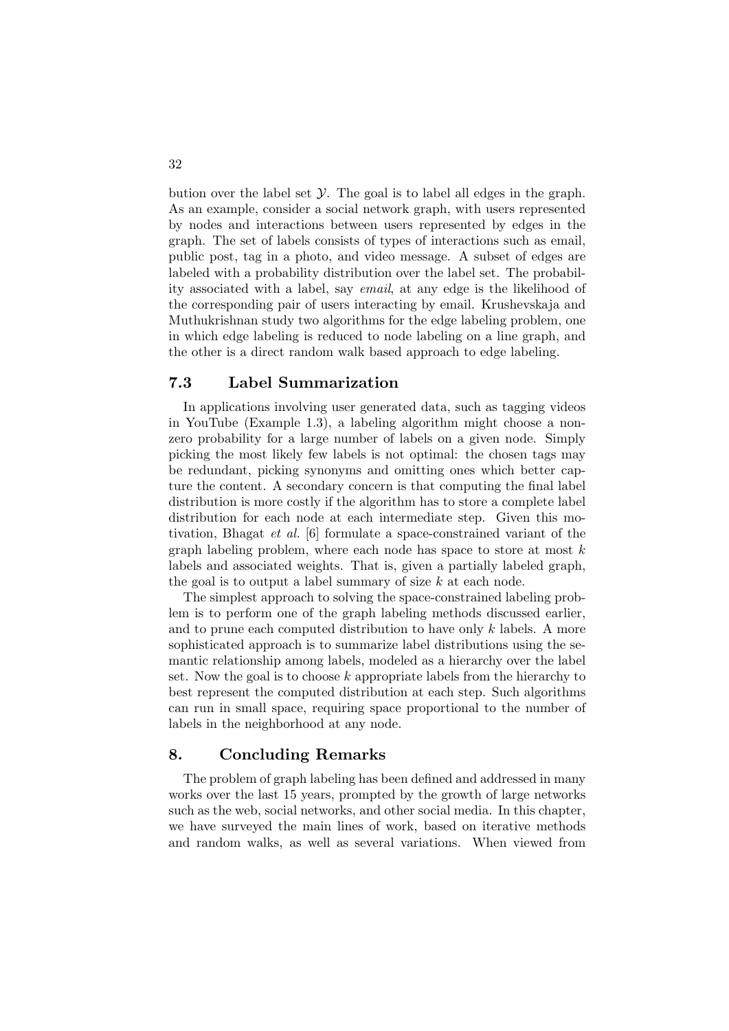bution over the label set $\mathcal{Y}$. The goal is to label all edges in the graph. As an example, consider a social network graph, with users represented by nodes and interactions between users represented by edges in the graph. The set of labels consists of types of interactions such as email, public post, tag in a photo, and video message. A subset of edges are labeled with a probability distribution over the label set. The probability associated with a label, say *email*, at any edge is the likelihood of the corresponding pair of users interacting by email. Krushevskaja and Muthukrishnan study two algorithms for the edge labeling problem, one in which edge labeling is reduced to node labeling on a line graph, and the other is a direct random walk based approach to edge labeling.

### 7.3 Label Summarization

In applications involving user generated data, such as tagging videos in YouTube (Example 1.3), a labeling algorithm might choose a nonzero probability for a large number of labels on a given node. Simply picking the most likely few labels is not optimal: the chosen tags may be redundant, picking synonyms and omitting ones which better capture the content. A secondary concern is that computing the final label distribution is more costly if the algorithm has to store a complete label distribution for each node at each intermediate step. Given this motivation, Bhagat *et al.* [6] formulate a space-constrained variant of the graph labeling problem, where each node has space to store at most $k$ labels and associated weights. That is, given a partially labeled graph, the goal is to output a label summary of size $k$ at each node.

The simplest approach to solving the space-constrained labeling problem is to perform one of the graph labeling methods discussed earlier, and to prune each computed distribution to have only $k$ labels. A more sophisticated approach is to summarize label distributions using the semantic relationship among labels, modeled as a hierarchy over the label set. Now the goal is to choose $k$ appropriate labels from the hierarchy to best represent the computed distribution at each step. Such algorithms can run in small space, requiring space proportional to the number of labels in the neighborhood at any node.

## 8. Concluding Remarks

The problem of graph labeling has been defined and addressed in many works over the last 15 years, prompted by the growth of large networks such as the web, social networks, and other social media. In this chapter, we have surveyed the main lines of work, based on iterative methods and random walks, as well as several variations. When viewed from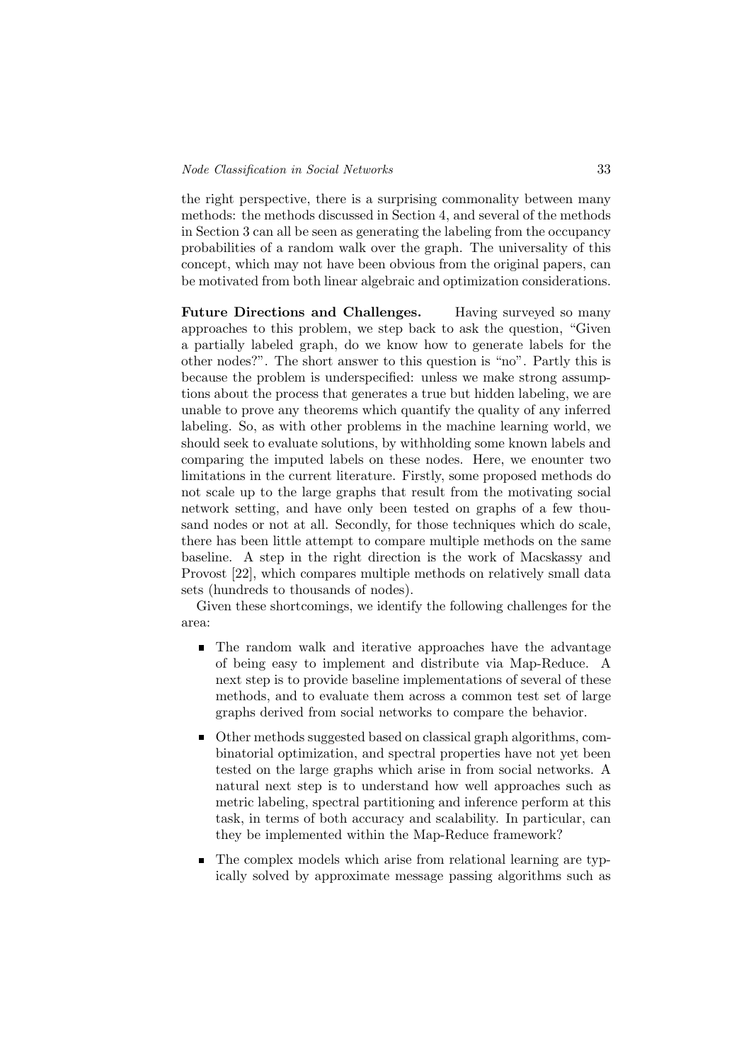the right perspective, there is a surprising commonality between many methods: the methods discussed in Section 4, and several of the methods in Section 3 can all be seen as generating the labeling from the occupancy probabilities of a random walk over the graph. The universality of this concept, which may not have been obvious from the original papers, can be motivated from both linear algebraic and optimization considerations.

**Future Directions and Challenges.** Having surveyed so many approaches to this problem, we step back to ask the question, "Given a partially labeled graph, do we know how to generate labels for the other nodes?". The short answer to this question is "no". Partly this is because the problem is underspecified: unless we make strong assumptions about the process that generates a true but hidden labeling, we are unable to prove any theorems which quantify the quality of any inferred labeling. So, as with other problems in the machine learning world, we should seek to evaluate solutions, by withholding some known labels and comparing the imputed labels on these nodes. Here, we enounter two limitations in the current literature. Firstly, some proposed methods do not scale up to the large graphs that result from the motivating social network setting, and have only been tested on graphs of a few thousand nodes or not at all. Secondly, for those techniques which do scale, there has been little attempt to compare multiple methods on the same baseline. A step in the right direction is the work of Macskassy and Provost [22], which compares multiple methods on relatively small data sets (hundreds to thousands of nodes).

Given these shortcomings, we identify the following challenges for the area:

- The random walk and iterative approaches have the advantage of being easy to implement and distribute via Map-Reduce. A next step is to provide baseline implementations of several of these methods, and to evaluate them across a common test set of large graphs derived from social networks to compare the behavior.
- Other methods suggested based on classical graph algorithms, combinatorial optimization, and spectral properties have not yet been tested on the large graphs which arise in from social networks. A natural next step is to understand how well approaches such as metric labeling, spectral partitioning and inference perform at this task, in terms of both accuracy and scalability. In particular, can they be implemented within the Map-Reduce framework?
- The complex models which arise from relational learning are typically solved by approximate message passing algorithms such as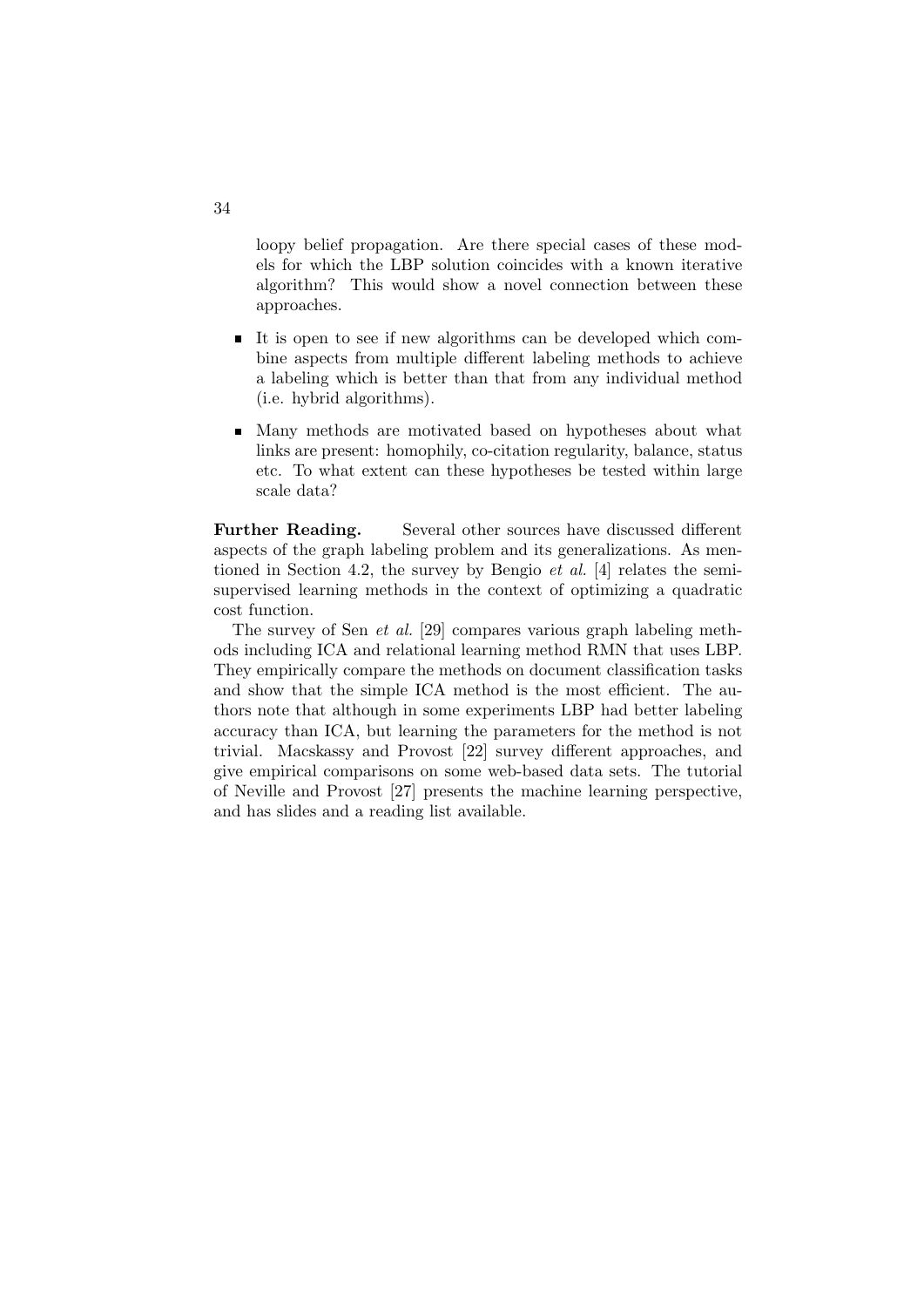loopy belief propagation. Are there special cases of these models for which the LBP solution coincides with a known iterative algorithm? This would show a novel connection between these approaches.

- It is open to see if new algorithms can be developed which combine aspects from multiple different labeling methods to achieve a labeling which is better than that from any individual method (i.e. hybrid algorithms).
- Many methods are motivated based on hypotheses about what links are present: homophily, co-citation regularity, balance, status etc. To what extent can these hypotheses be tested within large scale data?

**Further Reading.** Several other sources have discussed different aspects of the graph labeling problem and its generalizations. As mentioned in Section 4.2, the survey by Bengio *et al.* [4] relates the semi-supervised learning methods in the context of optimizing a quadratic cost function.

The survey of Sen *et al.* [29] compares various graph labeling methods including ICA and relational learning method RMN that uses LBP. They empirically compare the methods on document classification tasks and show that the simple ICA method is the most efficient. The authors note that although in some experiments LBP had better labeling accuracy than ICA, but learning the parameters for the method is not trivial. Macskassy and Provost [22] survey different approaches, and give empirical comparisons on some web-based data sets. The tutorial of Neville and Provost [27] presents the machine learning perspective, and has slides and a reading list available.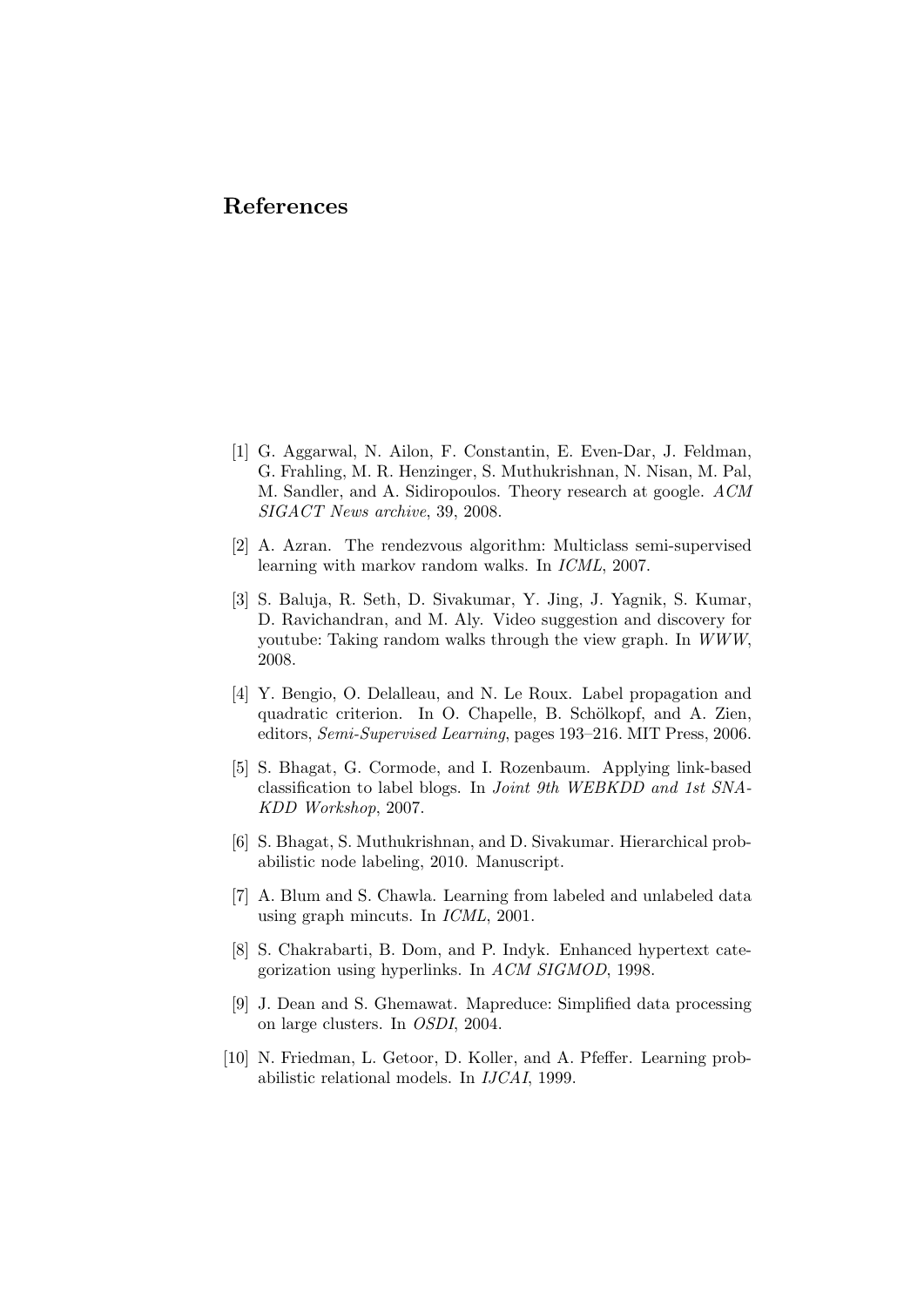# References

[1] G. Aggarwal, N. Ailon, F. Constantin, E. Even-Dar, J. Feldman, G. Frahling, M. R. Henzinger, S. Muthukrishnan, N. Nisan, M. Pal, M. Sandler, and A. Sidiropoulos. Theory research at google. *ACM SIGACT News archive*, 39, 2008.

[2] A. Azran. The rendezvous algorithm: Multiclass semi-supervised learning with markov random walks. In *ICML*, 2007.

[3] S. Baluja, R. Seth, D. Sivakumar, Y. Jing, J. Yagnik, S. Kumar, D. Ravichandran, and M. Aly. Video suggestion and discovery for youtube: Taking random walks through the view graph. In *WWW*, 2008.

[4] Y. Bengio, O. Delalleau, and N. Le Roux. Label propagation and quadratic criterion. In O. Chapelle, B. Schölkopf, and A. Zien, editors, *Semi-Supervised Learning*, pages 193–216. MIT Press, 2006.

[5] S. Bhagat, G. Cormode, and I. Rozenbaum. Applying link-based classification to label blogs. In *Joint 9th WEBKDD and 1st SNA-KDD Workshop*, 2007.

[6] S. Bhagat, S. Muthukrishnan, and D. Sivakumar. Hierarchical probabilistic node labeling, 2010. Manuscript.

[7] A. Blum and S. Chawla. Learning from labeled and unlabeled data using graph mincuts. In *ICML*, 2001.

[8] S. Chakrabarti, B. Dom, and P. Indyk. Enhanced hypertext categorization using hyperlinks. In *ACM SIGMOD*, 1998.

[9] J. Dean and S. Ghemawat. Mapreduce: Simplified data processing on large clusters. In *OSDI*, 2004.

[10] N. Friedman, L. Getoor, D. Koller, and A. Pfeffer. Learning probabilistic relational models. In *IJCAI*, 1999.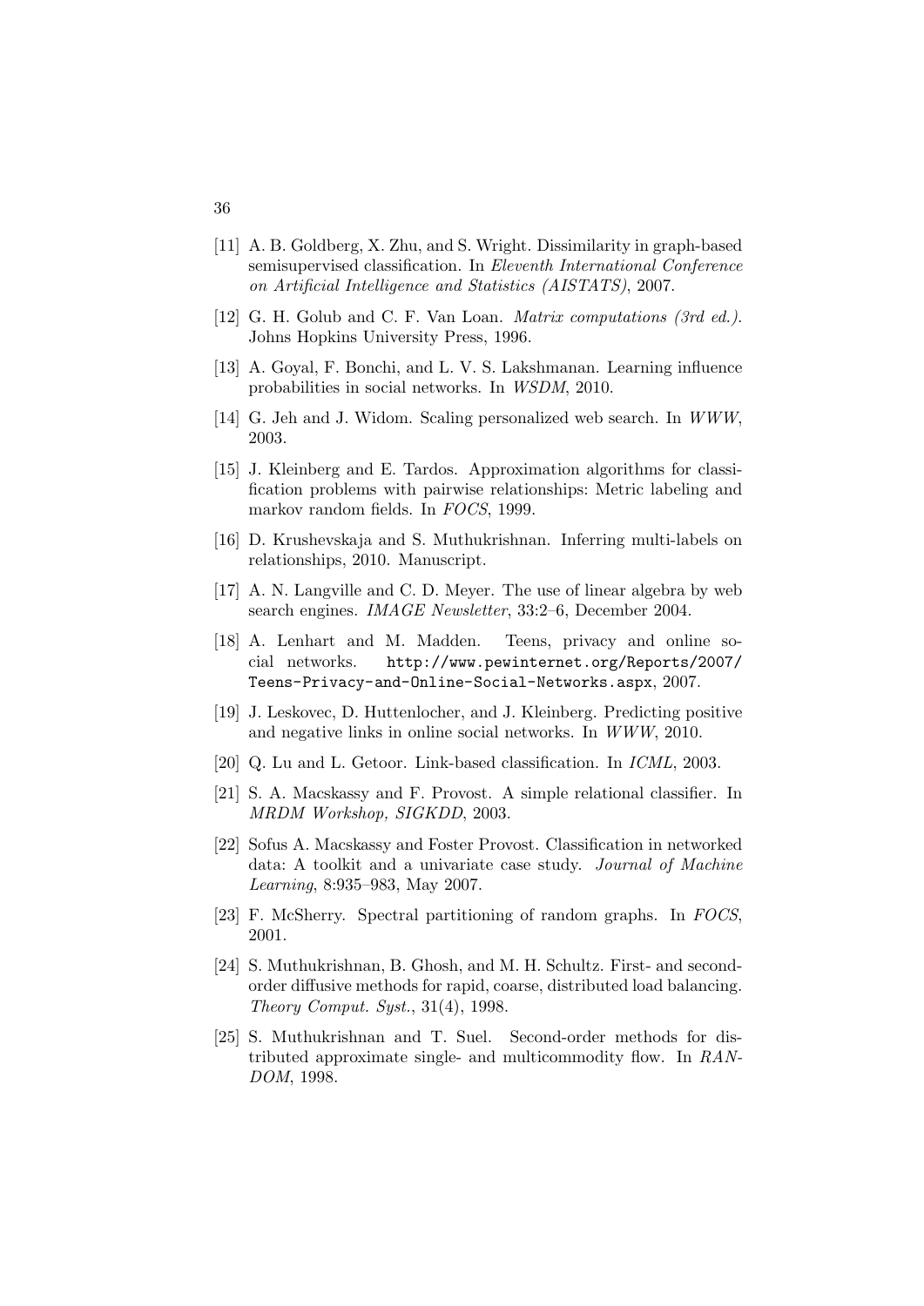[11] A. B. Goldberg, X. Zhu, and S. Wright. Dissimilarity in graph-based semisupervised classification. In *Eleventh International Conference on Artificial Intelligence and Statistics (AISTATS)*, 2007.

[12] G. H. Golub and C. F. Van Loan. *Matrix computations (3rd ed.)*. Johns Hopkins University Press, 1996.

[13] A. Goyal, F. Bonchi, and L. V. S. Lakshmanan. Learning influence probabilities in social networks. In *WSDM*, 2010.

[14] G. Jeh and J. Widom. Scaling personalized web search. In *WWW*, 2003.

[15] J. Kleinberg and E. Tardos. Approximation algorithms for classification problems with pairwise relationships: Metric labeling and markov random fields. In *FOCS*, 1999.

[16] D. Krushevskaja and S. Muthukrishnan. Inferring multi-labels on relationships, 2010. Manuscript.

[17] A. N. Langville and C. D. Meyer. The use of linear algebra by web search engines. *IMAGE Newsletter*, 33:2–6, December 2004.

[18] A. Lenhart and M. Madden. Teens, privacy and online social networks. `http://www.pewinternet.org/Reports/2007/Teens-Privacy-and-Online-Social-Networks.aspx`, 2007.

[19] J. Leskovec, D. Huttenlocher, and J. Kleinberg. Predicting positive and negative links in online social networks. In *WWW*, 2010.

[20] Q. Lu and L. Getoor. Link-based classification. In *ICML*, 2003.

[21] S. A. Macskassy and F. Provost. A simple relational classifier. In *MRDM Workshop, SIGKDD*, 2003.

[22] Sofus A. Macskassy and Foster Provost. Classification in networked data: A toolkit and a univariate case study. *Journal of Machine Learning*, 8:935–983, May 2007.

[23] F. McSherry. Spectral partitioning of random graphs. In *FOCS*, 2001.

[24] S. Muthukrishnan, B. Ghosh, and M. H. Schultz. First- and second-order diffusive methods for rapid, coarse, distributed load balancing. *Theory Comput. Syst.*, 31(4), 1998.

[25] S. Muthukrishnan and T. Suel. Second-order methods for distributed approximate single- and multicommodity flow. In *RANDOM*, 1998.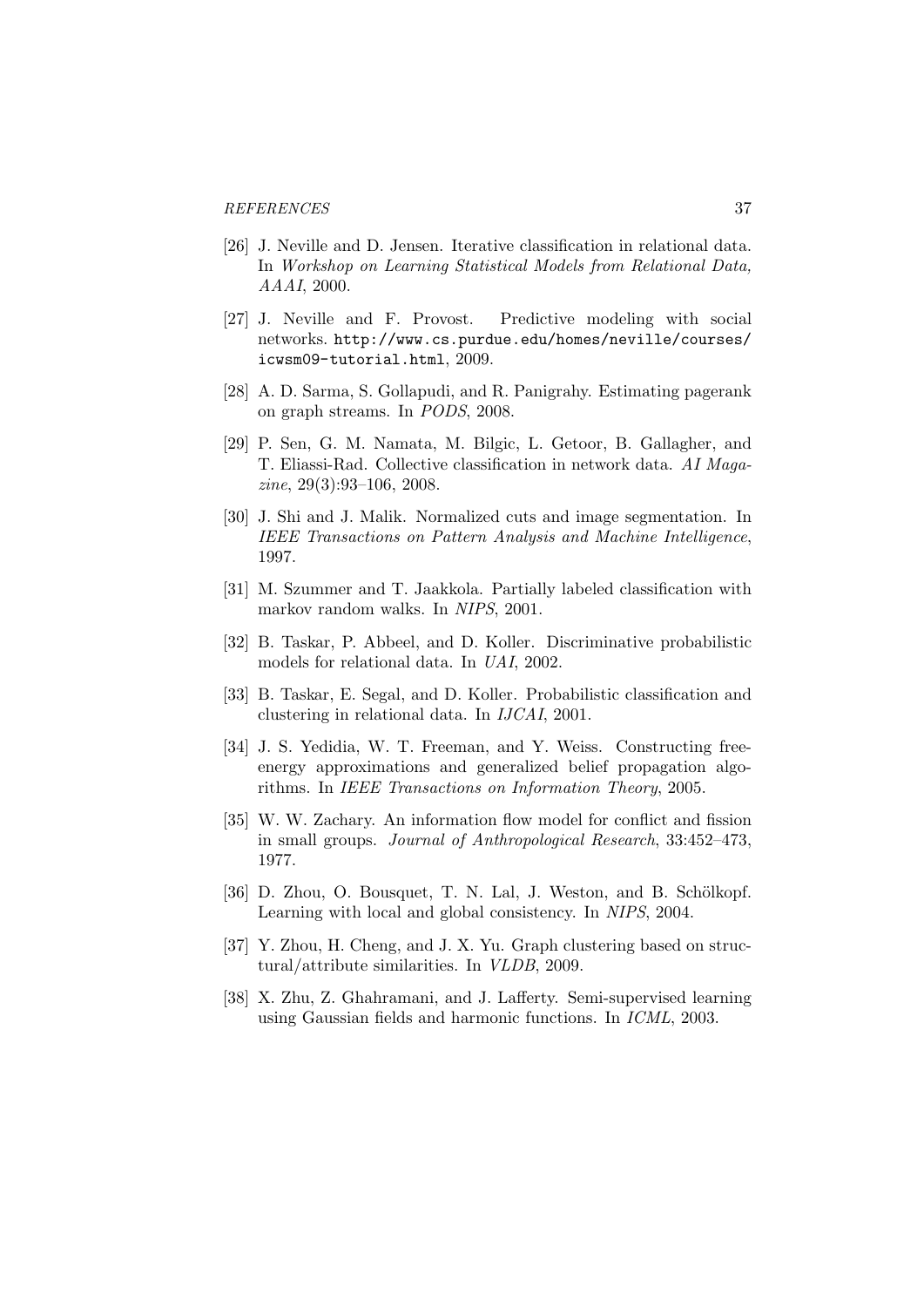[26] J. Neville and D. Jensen. Iterative classification in relational data. In *Workshop on Learning Statistical Models from Relational Data, AAAI*, 2000.

[27] J. Neville and F. Provost. Predictive modeling with social networks. http://www.cs.purdue.edu/homes/neville/courses/icwsm09-tutorial.html, 2009.

[28] A. D. Sarma, S. Gollapudi, and R. Panigrahy. Estimating pagerank on graph streams. In *PODS*, 2008.

[29] P. Sen, G. M. Namata, M. Bilgic, L. Getoor, B. Gallagher, and T. Eliassi-Rad. Collective classification in network data. *AI Magazine*, 29(3):93–106, 2008.

[30] J. Shi and J. Malik. Normalized cuts and image segmentation. In *IEEE Transactions on Pattern Analysis and Machine Intelligence*, 1997.

[31] M. Szummer and T. Jaakkola. Partially labeled classification with markov random walks. In *NIPS*, 2001.

[32] B. Taskar, P. Abbeel, and D. Koller. Discriminative probabilistic models for relational data. In *UAI*, 2002.

[33] B. Taskar, E. Segal, and D. Koller. Probabilistic classification and clustering in relational data. In *IJCAI*, 2001.

[34] J. S. Yedidia, W. T. Freeman, and Y. Weiss. Constructing free-energy approximations and generalized belief propagation algorithms. In *IEEE Transactions on Information Theory*, 2005.

[35] W. W. Zachary. An information flow model for conflict and fission in small groups. *Journal of Anthropological Research*, 33:452–473, 1977.

[36] D. Zhou, O. Bousquet, T. N. Lal, J. Weston, and B. Schölkopf. Learning with local and global consistency. In *NIPS*, 2004.

[37] Y. Zhou, H. Cheng, and J. X. Yu. Graph clustering based on structural/attribute similarities. In *VLDB*, 2009.

[38] X. Zhu, Z. Ghahramani, and J. Lafferty. Semi-supervised learning using Gaussian fields and harmonic functions. In *ICML*, 2003.